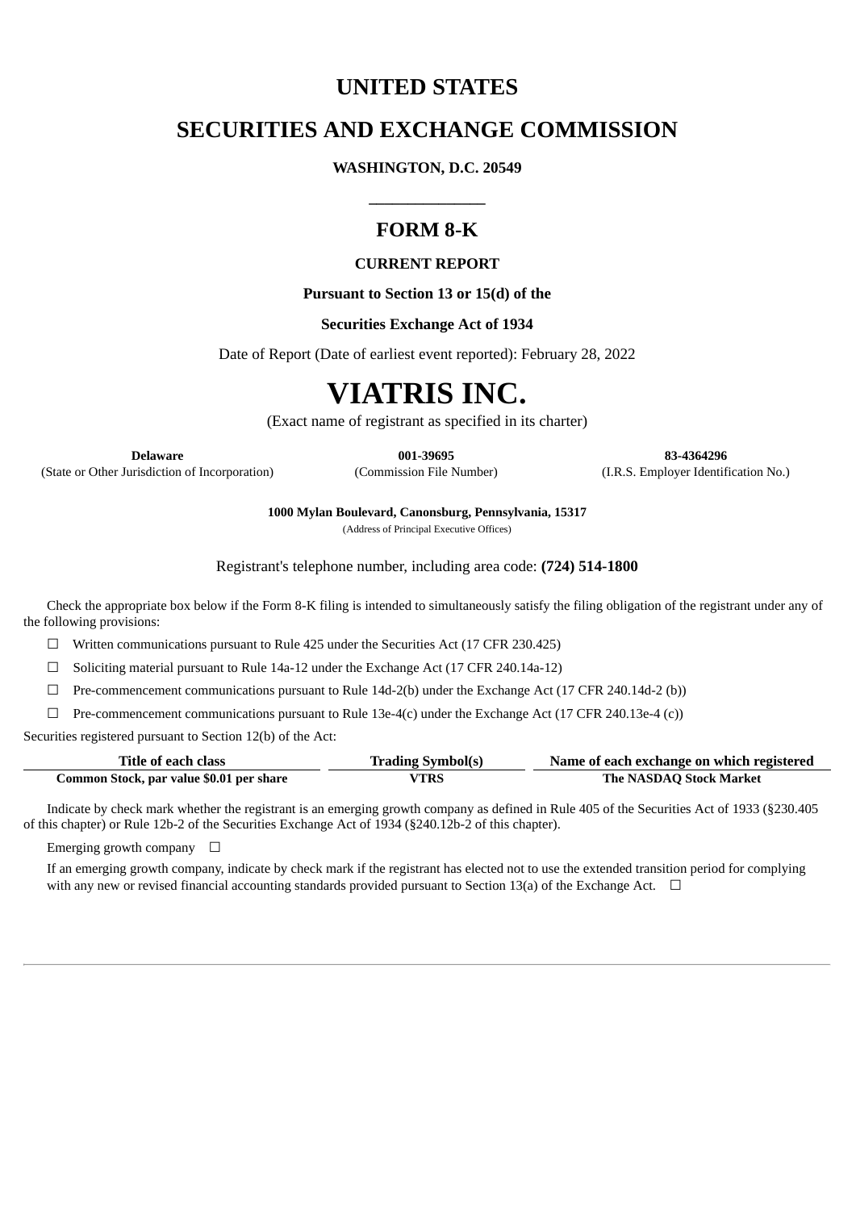# UNITED STATES

# SECURITIES AND EXCHANGE COMMISSION

**WASHINGTON, D.C. 20549**

______________

## FORM 8-K

**CURRENT REPORT**

**Pursuant to Section 13 or 15(d) of the**

**Securities Exchange Act of 1934**

Date of Report (Date of earliest event reported): February 28, 2022

# VIATRIS INC.

(Exact name of registrant as specified in its charter)

| **Delaware** | **001-39695** | **83-4364296** |
|---|---|---|
| (State or Other Jurisdiction of Incorporation) | (Commission File Number) | (I.R.S. Employer Identification No.) |

**1000 Mylan Boulevard, Canonsburg, Pennsylvania, 15317**
(Address of Principal Executive Offices)

Registrant's telephone number, including area code: **(724) 514-1800**

Check the appropriate box below if the Form 8-K filing is intended to simultaneously satisfy the filing obligation of the registrant under any of the following provisions:

☐ Written communications pursuant to Rule 425 under the Securities Act (17 CFR 230.425)

☐ Soliciting material pursuant to Rule 14a-12 under the Exchange Act (17 CFR 240.14a-12)

☐ Pre-commencement communications pursuant to Rule 14d-2(b) under the Exchange Act (17 CFR 240.14d-2 (b))

☐ Pre-commencement communications pursuant to Rule 13e-4(c) under the Exchange Act (17 CFR 240.13e-4 (c))

Securities registered pursuant to Section 12(b) of the Act:

| Title of each class | Trading Symbol(s) | Name of each exchange on which registered |
|---|---|---|
| **Common Stock, par value $0.01 per share** | **VTRS** | **The NASDAQ Stock Market** |

Indicate by check mark whether the registrant is an emerging growth company as defined in Rule 405 of the Securities Act of 1933 (§230.405 of this chapter) or Rule 12b-2 of the Securities Exchange Act of 1934 (§240.12b-2 of this chapter).

Emerging growth company ☐

If an emerging growth company, indicate by check mark if the registrant has elected not to use the extended transition period for complying with any new or revised financial accounting standards provided pursuant to Section 13(a) of the Exchange Act. ☐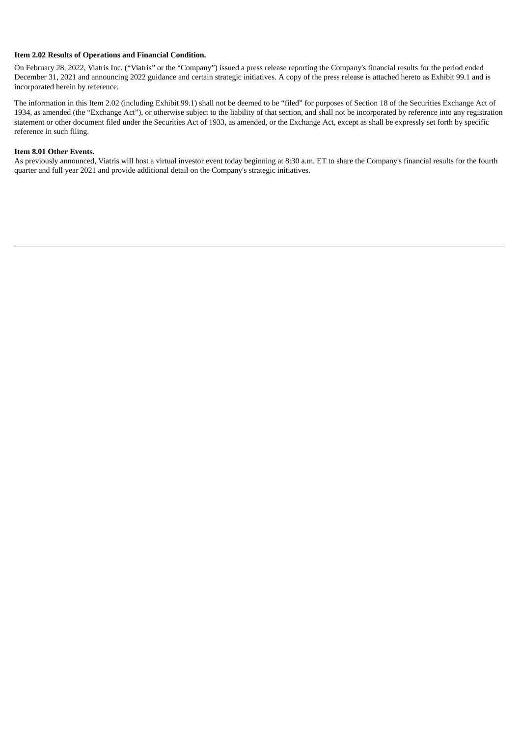**Item 2.02 Results of Operations and Financial Condition.**

On February 28, 2022, Viatris Inc. ("Viatris" or the "Company") issued a press release reporting the Company's financial results for the period ended December 31, 2021 and announcing 2022 guidance and certain strategic initiatives. A copy of the press release is attached hereto as Exhibit 99.1 and is incorporated herein by reference.

The information in this Item 2.02 (including Exhibit 99.1) shall not be deemed to be "filed" for purposes of Section 18 of the Securities Exchange Act of 1934, as amended (the "Exchange Act"), or otherwise subject to the liability of that section, and shall not be incorporated by reference into any registration statement or other document filed under the Securities Act of 1933, as amended, or the Exchange Act, except as shall be expressly set forth by specific reference in such filing.

**Item 8.01 Other Events.**

As previously announced, Viatris will host a virtual investor event today beginning at 8:30 a.m. ET to share the Company's financial results for the fourth quarter and full year 2021 and provide additional detail on the Company's strategic initiatives.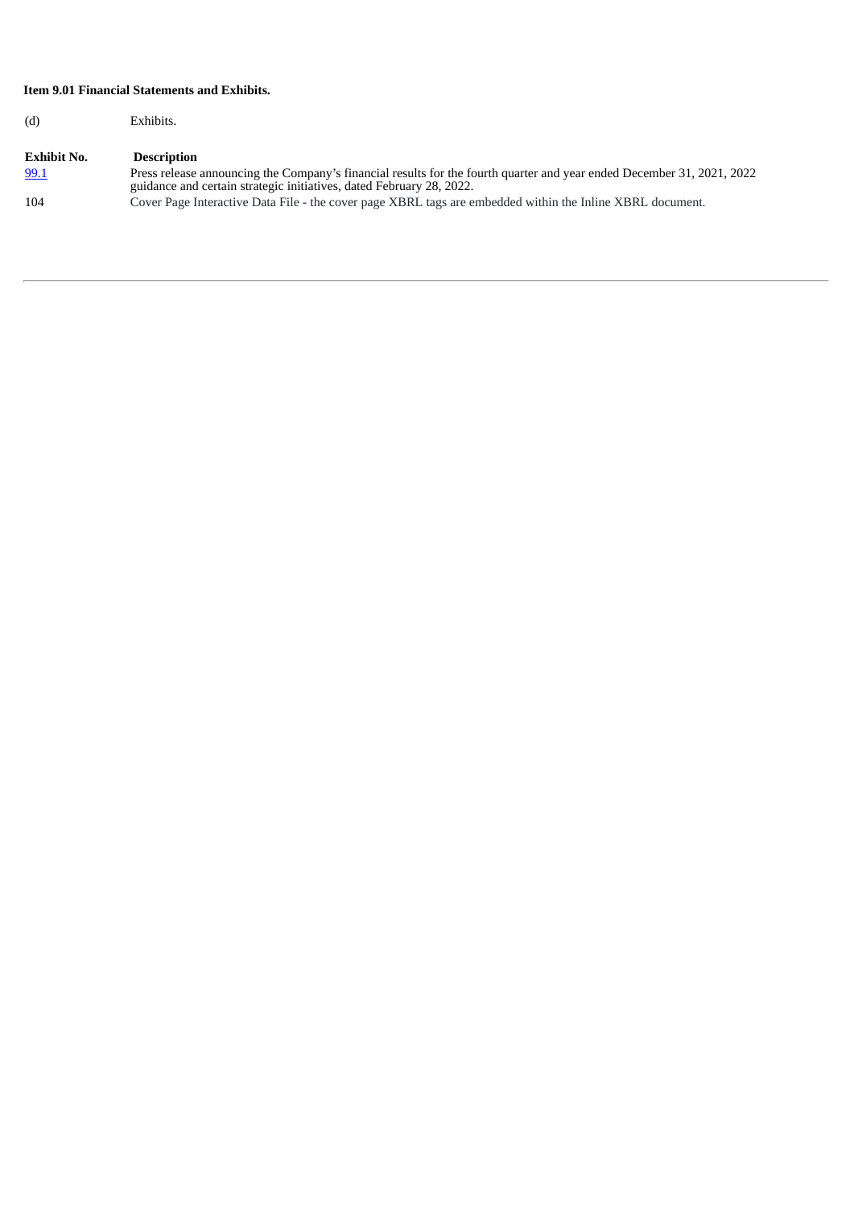**Item 9.01 Financial Statements and Exhibits.**

(d) Exhibits.

| Exhibit No. | Description |
| --- | --- |
| 99.1 | Press release announcing the Company's financial results for the fourth quarter and year ended December 31, 2021, 2022 guidance and certain strategic initiatives, dated February 28, 2022. |
| 104 | Cover Page Interactive Data File - the cover page XBRL tags are embedded within the Inline XBRL document. |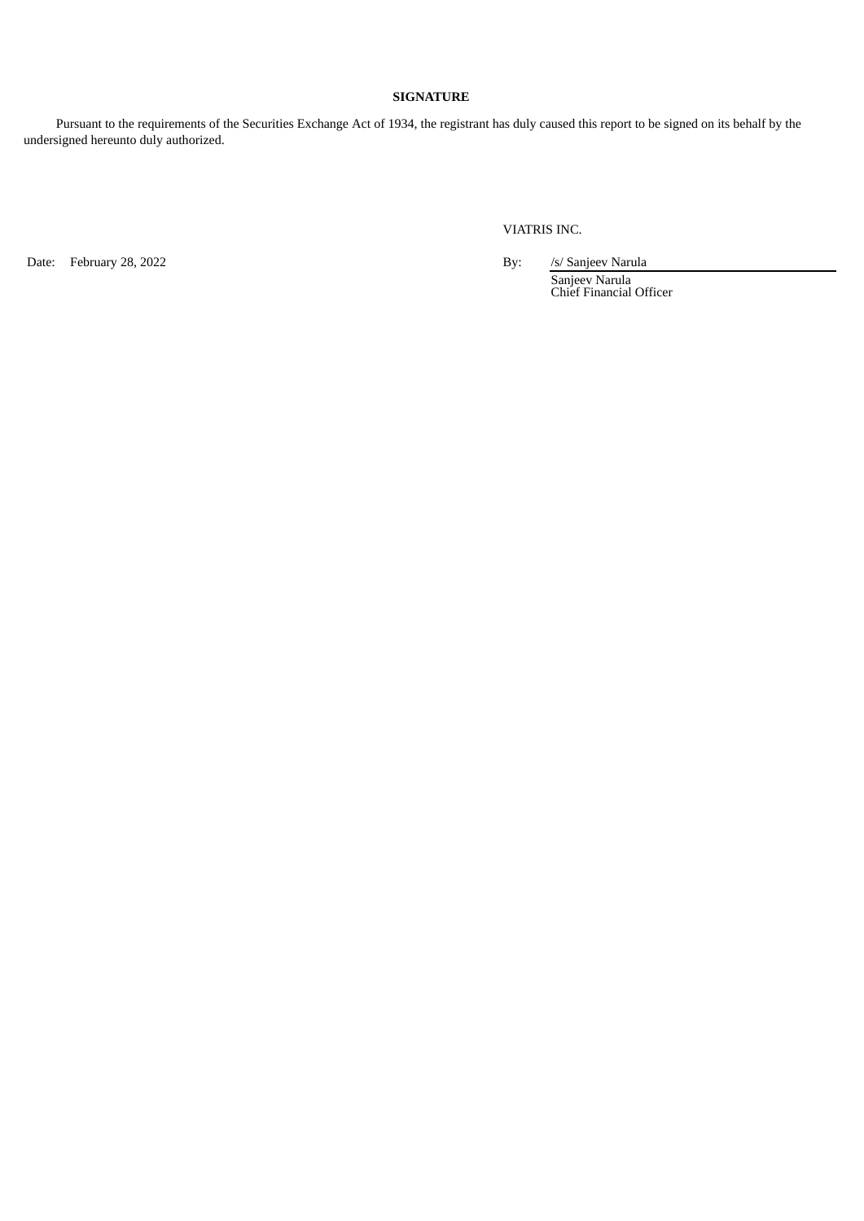**SIGNATURE**

Pursuant to the requirements of the Securities Exchange Act of 1934, the registrant has duly caused this report to be signed on its behalf by the undersigned hereunto duly authorized.

VIATRIS INC.

Date: February 28, 2022

By: /s/ Sanjeev Narula

Sanjeev Narula
Chief Financial Officer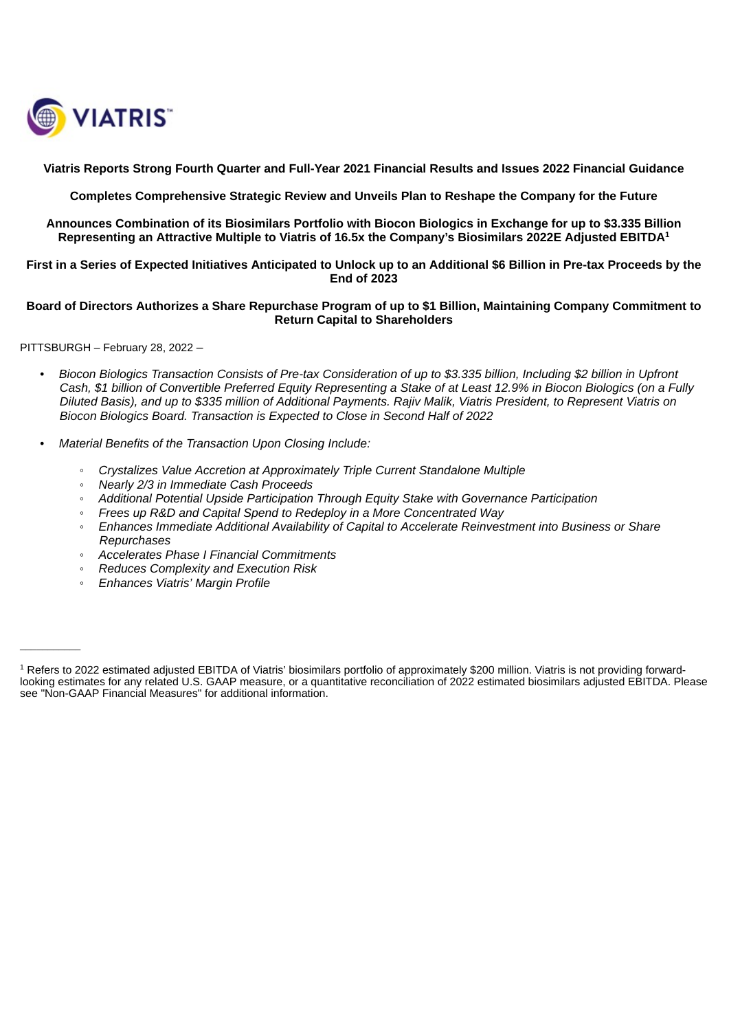VIATRIS

**Viatris Reports Strong Fourth Quarter and Full-Year 2021 Financial Results and Issues 2022 Financial Guidance**

**Completes Comprehensive Strategic Review and Unveils Plan to Reshape the Company for the Future**

**Announces Combination of its Biosimilars Portfolio with Biocon Biologics in Exchange for up to $3.335 Billion Representing an Attractive Multiple to Viatris of 16.5x the Company's Biosimilars 2022E Adjusted EBITDA[1]**

**First in a Series of Expected Initiatives Anticipated to Unlock up to an Additional $6 Billion in Pre-tax Proceeds by the End of 2023**

**Board of Directors Authorizes a Share Repurchase Program of up to $1 Billion, Maintaining Company Commitment to Return Capital to Shareholders**

PITTSBURGH – February 28, 2022 –

- *Biocon Biologics Transaction Consists of Pre-tax Consideration of up to $3.335 billion, Including $2 billion in Upfront Cash, $1 billion of Convertible Preferred Equity Representing a Stake of at Least 12.9% in Biocon Biologics (on a Fully Diluted Basis), and up to $335 million of Additional Payments. Rajiv Malik, Viatris President, to Represent Viatris on Biocon Biologics Board. Transaction is Expected to Close in Second Half of 2022*
- *Material Benefits of the Transaction Upon Closing Include:*
  - *Crystalizes Value Accretion at Approximately Triple Current Standalone Multiple*
  - *Nearly 2/3 in Immediate Cash Proceeds*
  - *Additional Potential Upside Participation Through Equity Stake with Governance Participation*
  - *Frees up R&D and Capital Spend to Redeploy in a More Concentrated Way*
  - *Enhances Immediate Additional Availability of Capital to Accelerate Reinvestment into Business or Share Repurchases*
  - *Accelerates Phase I Financial Commitments*
  - *Reduces Complexity and Execution Risk*
  - *Enhances Viatris' Margin Profile*

---

[1] Refers to 2022 estimated adjusted EBITDA of Viatris' biosimilars portfolio of approximately $200 million. Viatris is not providing forward-looking estimates for any related U.S. GAAP measure, or a quantitative reconciliation of 2022 estimated biosimilars adjusted EBITDA. Please see "Non-GAAP Financial Measures" for additional information.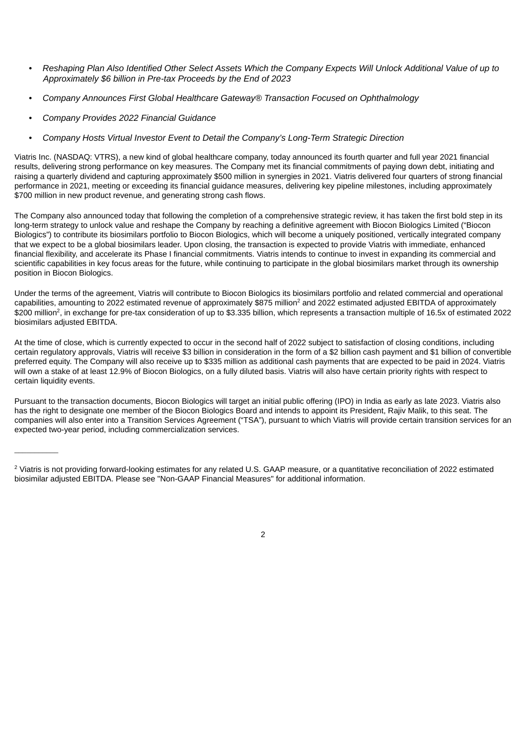- *Reshaping Plan Also Identified Other Select Assets Which the Company Expects Will Unlock Additional Value of up to Approximately $6 billion in Pre-tax Proceeds by the End of 2023*
- *Company Announces First Global Healthcare Gateway® Transaction Focused on Ophthalmology*
- *Company Provides 2022 Financial Guidance*
- *Company Hosts Virtual Investor Event to Detail the Company's Long-Term Strategic Direction*

Viatris Inc. (NASDAQ: VTRS), a new kind of global healthcare company, today announced its fourth quarter and full year 2021 financial results, delivering strong performance on key measures. The Company met its financial commitments of paying down debt, initiating and raising a quarterly dividend and capturing approximately $500 million in synergies in 2021. Viatris delivered four quarters of strong financial performance in 2021, meeting or exceeding its financial guidance measures, delivering key pipeline milestones, including approximately $700 million in new product revenue, and generating strong cash flows.

The Company also announced today that following the completion of a comprehensive strategic review, it has taken the first bold step in its long-term strategy to unlock value and reshape the Company by reaching a definitive agreement with Biocon Biologics Limited ("Biocon Biologics") to contribute its biosimilars portfolio to Biocon Biologics, which will become a uniquely positioned, vertically integrated company that we expect to be a global biosimilars leader. Upon closing, the transaction is expected to provide Viatris with immediate, enhanced financial flexibility, and accelerate its Phase I financial commitments. Viatris intends to continue to invest in expanding its commercial and scientific capabilities in key focus areas for the future, while continuing to participate in the global biosimilars market through its ownership position in Biocon Biologics.

Under the terms of the agreement, Viatris will contribute to Biocon Biologics its biosimilars portfolio and related commercial and operational capabilities, amounting to 2022 estimated revenue of approximately $875 million[2] and 2022 estimated adjusted EBITDA of approximately $200 million[2], in exchange for pre-tax consideration of up to $3.335 billion, which represents a transaction multiple of 16.5x of estimated 2022 biosimilars adjusted EBITDA.

At the time of close, which is currently expected to occur in the second half of 2022 subject to satisfaction of closing conditions, including certain regulatory approvals, Viatris will receive $3 billion in consideration in the form of a $2 billion cash payment and $1 billion of convertible preferred equity. The Company will also receive up to $335 million as additional cash payments that are expected to be paid in 2024. Viatris will own a stake of at least 12.9% of Biocon Biologics, on a fully diluted basis. Viatris will also have certain priority rights with respect to certain liquidity events.

Pursuant to the transaction documents, Biocon Biologics will target an initial public offering (IPO) in India as early as late 2023. Viatris also has the right to designate one member of the Biocon Biologics Board and intends to appoint its President, Rajiv Malik, to this seat. The companies will also enter into a Transition Services Agreement ("TSA"), pursuant to which Viatris will provide certain transition services for an expected two-year period, including commercialization services.

---

[2] Viatris is not providing forward-looking estimates for any related U.S. GAAP measure, or a quantitative reconciliation of 2022 estimated biosimilar adjusted EBITDA. Please see "Non-GAAP Financial Measures" for additional information.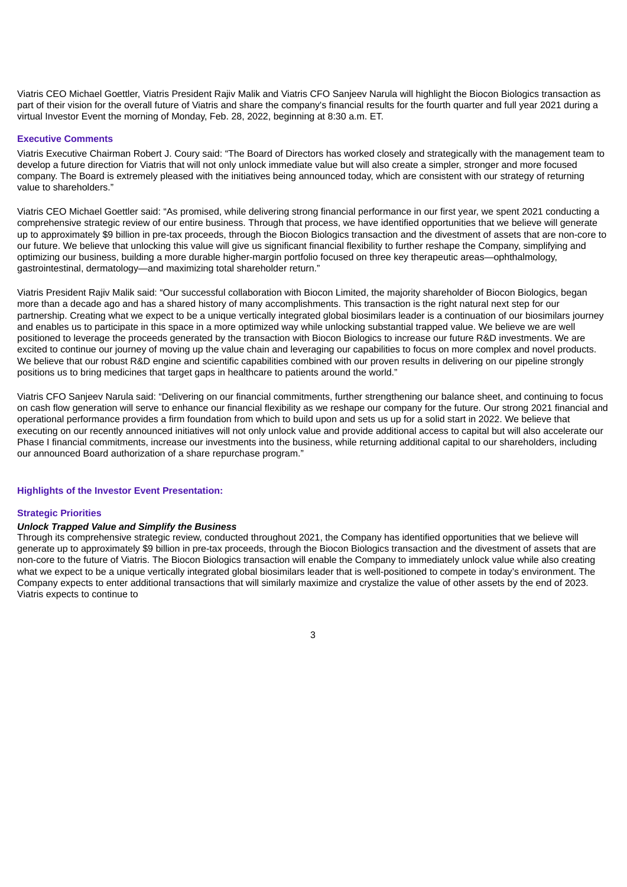Viatris CEO Michael Goettler, Viatris President Rajiv Malik and Viatris CFO Sanjeev Narula will highlight the Biocon Biologics transaction as part of their vision for the overall future of Viatris and share the company's financial results for the fourth quarter and full year 2021 during a virtual Investor Event the morning of Monday, Feb. 28, 2022, beginning at 8:30 a.m. ET.

**Executive Comments**

Viatris Executive Chairman Robert J. Coury said: "The Board of Directors has worked closely and strategically with the management team to develop a future direction for Viatris that will not only unlock immediate value but will also create a simpler, stronger and more focused company. The Board is extremely pleased with the initiatives being announced today, which are consistent with our strategy of returning value to shareholders."

Viatris CEO Michael Goettler said: "As promised, while delivering strong financial performance in our first year, we spent 2021 conducting a comprehensive strategic review of our entire business. Through that process, we have identified opportunities that we believe will generate up to approximately $9 billion in pre-tax proceeds, through the Biocon Biologics transaction and the divestment of assets that are non-core to our future. We believe that unlocking this value will give us significant financial flexibility to further reshape the Company, simplifying and optimizing our business, building a more durable higher-margin portfolio focused on three key therapeutic areas—ophthalmology, gastrointestinal, dermatology—and maximizing total shareholder return."

Viatris President Rajiv Malik said: "Our successful collaboration with Biocon Limited, the majority shareholder of Biocon Biologics, began more than a decade ago and has a shared history of many accomplishments. This transaction is the right natural next step for our partnership. Creating what we expect to be a unique vertically integrated global biosimilars leader is a continuation of our biosimilars journey and enables us to participate in this space in a more optimized way while unlocking substantial trapped value. We believe we are well positioned to leverage the proceeds generated by the transaction with Biocon Biologics to increase our future R&D investments. We are excited to continue our journey of moving up the value chain and leveraging our capabilities to focus on more complex and novel products. We believe that our robust R&D engine and scientific capabilities combined with our proven results in delivering on our pipeline strongly positions us to bring medicines that target gaps in healthcare to patients around the world."

Viatris CFO Sanjeev Narula said: "Delivering on our financial commitments, further strengthening our balance sheet, and continuing to focus on cash flow generation will serve to enhance our financial flexibility as we reshape our company for the future. Our strong 2021 financial and operational performance provides a firm foundation from which to build upon and sets us up for a solid start in 2022. We believe that executing on our recently announced initiatives will not only unlock value and provide additional access to capital but will also accelerate our Phase I financial commitments, increase our investments into the business, while returning additional capital to our shareholders, including our announced Board authorization of a share repurchase program."

**Highlights of the Investor Event Presentation:**

**Strategic Priorities**

***Unlock Trapped Value and Simplify the Business***

Through its comprehensive strategic review, conducted throughout 2021, the Company has identified opportunities that we believe will generate up to approximately $9 billion in pre-tax proceeds, through the Biocon Biologics transaction and the divestment of assets that are non-core to the future of Viatris. The Biocon Biologics transaction will enable the Company to immediately unlock value while also creating what we expect to be a unique vertically integrated global biosimilars leader that is well-positioned to compete in today's environment. The Company expects to enter additional transactions that will similarly maximize and crystalize the value of other assets by the end of 2023. Viatris expects to continue to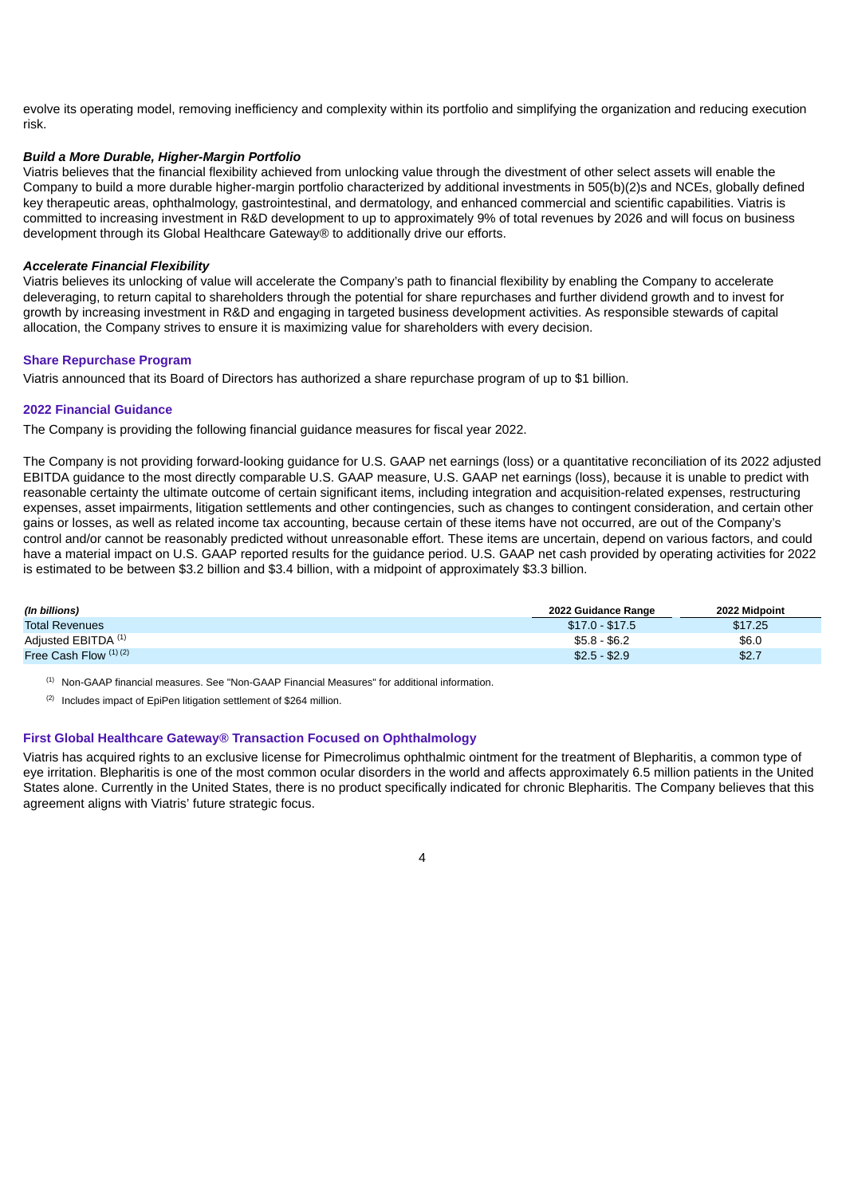evolve its operating model, removing inefficiency and complexity within its portfolio and simplifying the organization and reducing execution risk.

***Build a More Durable, Higher-Margin Portfolio***

Viatris believes that the financial flexibility achieved from unlocking value through the divestment of other select assets will enable the Company to build a more durable higher-margin portfolio characterized by additional investments in 505(b)(2)s and NCEs, globally defined key therapeutic areas, ophthalmology, gastrointestinal, and dermatology, and enhanced commercial and scientific capabilities. Viatris is committed to increasing investment in R&D development to up to approximately 9% of total revenues by 2026 and will focus on business development through its Global Healthcare Gateway® to additionally drive our efforts.

***Accelerate Financial Flexibility***

Viatris believes its unlocking of value will accelerate the Company's path to financial flexibility by enabling the Company to accelerate deleveraging, to return capital to shareholders through the potential for share repurchases and further dividend growth and to invest for growth by increasing investment in R&D and engaging in targeted business development activities. As responsible stewards of capital allocation, the Company strives to ensure it is maximizing value for shareholders with every decision.

### Share Repurchase Program

Viatris announced that its Board of Directors has authorized a share repurchase program of up to $1 billion.

### 2022 Financial Guidance

The Company is providing the following financial guidance measures for fiscal year 2022.

The Company is not providing forward-looking guidance for U.S. GAAP net earnings (loss) or a quantitative reconciliation of its 2022 adjusted EBITDA guidance to the most directly comparable U.S. GAAP measure, U.S. GAAP net earnings (loss), because it is unable to predict with reasonable certainty the ultimate outcome of certain significant items, including integration and acquisition-related expenses, restructuring expenses, asset impairments, litigation settlements and other contingencies, such as changes to contingent consideration, and certain other gains or losses, as well as related income tax accounting, because certain of these items have not occurred, are out of the Company's control and/or cannot be reasonably predicted without unreasonable effort. These items are uncertain, depend on various factors, and could have a material impact on U.S. GAAP reported results for the guidance period. U.S. GAAP net cash provided by operating activities for 2022 is estimated to be between $3.2 billion and $3.4 billion, with a midpoint of approximately $3.3 billion.

| *(In billions)* | 2022 Guidance Range | 2022 Midpoint |
|---|---|---|
| Total Revenues | $17.0 - $17.5 | $17.25 |
| Adjusted EBITDA [(1)] | $5.8 - $6.2 | $6.0 |
| Free Cash Flow [(1)] [(2)] | $2.5 - $2.9 | $2.7 |

[(1)] Non-GAAP financial measures. See "Non-GAAP Financial Measures" for additional information.

[(2)] Includes impact of EpiPen litigation settlement of $264 million.

### First Global Healthcare Gateway® Transaction Focused on Ophthalmology

Viatris has acquired rights to an exclusive license for Pimecrolimus ophthalmic ointment for the treatment of Blepharitis, a common type of eye irritation. Blepharitis is one of the most common ocular disorders in the world and affects approximately 6.5 million patients in the United States alone. Currently in the United States, there is no product specifically indicated for chronic Blepharitis. The Company believes that this agreement aligns with Viatris' future strategic focus.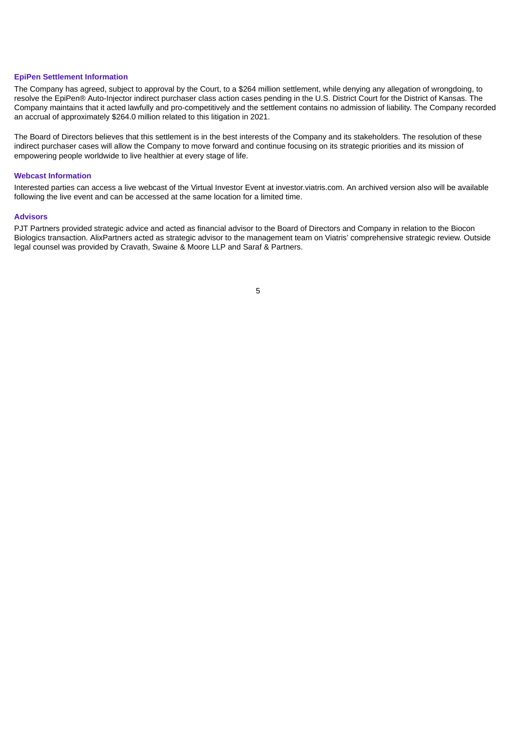### EpiPen Settlement Information

The Company has agreed, subject to approval by the Court, to a $264 million settlement, while denying any allegation of wrongdoing, to resolve the EpiPen® Auto-Injector indirect purchaser class action cases pending in the U.S. District Court for the District of Kansas. The Company maintains that it acted lawfully and pro-competitively and the settlement contains no admission of liability. The Company recorded an accrual of approximately $264.0 million related to this litigation in 2021.

The Board of Directors believes that this settlement is in the best interests of the Company and its stakeholders. The resolution of these indirect purchaser cases will allow the Company to move forward and continue focusing on its strategic priorities and its mission of empowering people worldwide to live healthier at every stage of life.

### Webcast Information

Interested parties can access a live webcast of the Virtual Investor Event at investor.viatris.com. An archived version also will be available following the live event and can be accessed at the same location for a limited time.

### Advisors

PJT Partners provided strategic advice and acted as financial advisor to the Board of Directors and Company in relation to the Biocon Biologics transaction. AlixPartners acted as strategic advisor to the management team on Viatris' comprehensive strategic review. Outside legal counsel was provided by Cravath, Swaine & Moore LLP and Saraf & Partners.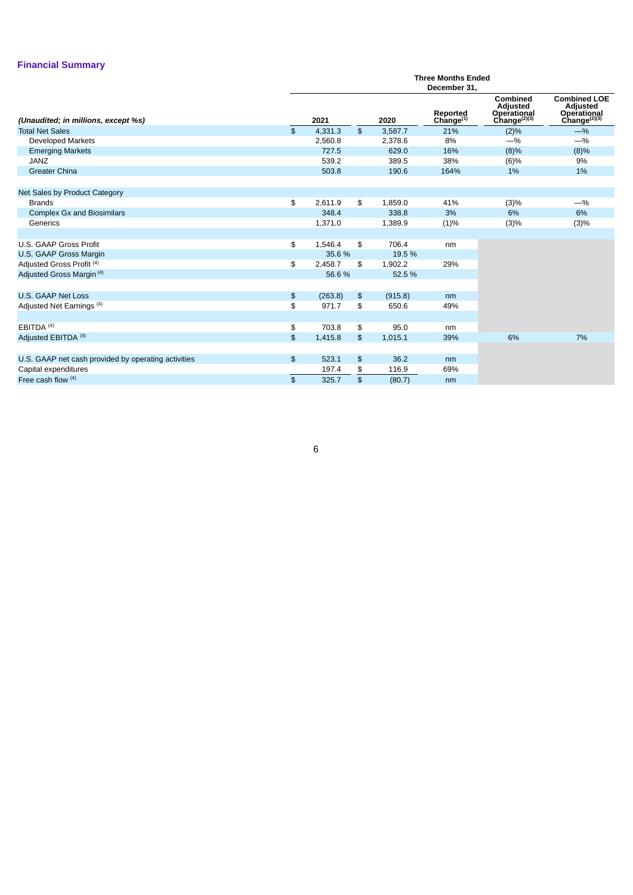## Financial Summary

| *(Unaudited; in millions, except %s)* | Three Months Ended December 31, 2021 | 2020 | Reported Change[1] | Combined Adjusted Operational Change[2][3] | Combined LOE Adjusted Operational Change[2][3] |
|---|---|---|---|---|---|
| Total Net Sales | $ 4,331.3 | $ 3,587.7 | 21% | (2)% | —% |
| Developed Markets | 2,560.8 | 2,378.6 | 8% | —% | —% |
| Emerging Markets | 727.5 | 629.0 | 16% | (8)% | (8)% |
| JANZ | 539.2 | 389.5 | 38% | (6)% | 9% |
| Greater China | 503.8 | 190.6 | 164% | 1% | 1% |
| | | | | | |
| Net Sales by Product Category | | | | | |
| Brands | $ 2,611.9 | $ 1,859.0 | 41% | (3)% | —% |
| Complex Gx and Biosimilars | 348.4 | 338.8 | 3% | 6% | 6% |
| Generics | 1,371.0 | 1,389.9 | (1)% | (3)% | (3)% |
| | | | | | |
| U.S. GAAP Gross Profit | $ 1,546.4 | $ 706.4 | nm | | |
| U.S. GAAP Gross Margin | 35.6 % | 19.5 % | | | |
| Adjusted Gross Profit [4] | $ 2,458.7 | $ 1,902.2 | 29% | | |
| Adjusted Gross Margin [4] | 56.6 % | 52.5 % | | | |
| | | | | | |
| U.S. GAAP Net Loss | $ (263.8) | $ (915.8) | nm | | |
| Adjusted Net Earnings [4] | $ 971.7 | $ 650.6 | 49% | | |
| | | | | | |
| EBITDA [4] | $ 703.8 | $ 95.0 | nm | | |
| Adjusted EBITDA [4] | $ 1,415.8 | $ 1,015.1 | 39% | 6% | 7% |
| | | | | | |
| U.S. GAAP net cash provided by operating activities | $ 523.1 | $ 36.2 | nm | | |
| Capital expenditures | 197.4 | $ 116.9 | 69% | | |
| Free cash flow [4] | $ 325.7 | $ (80.7) | nm | | |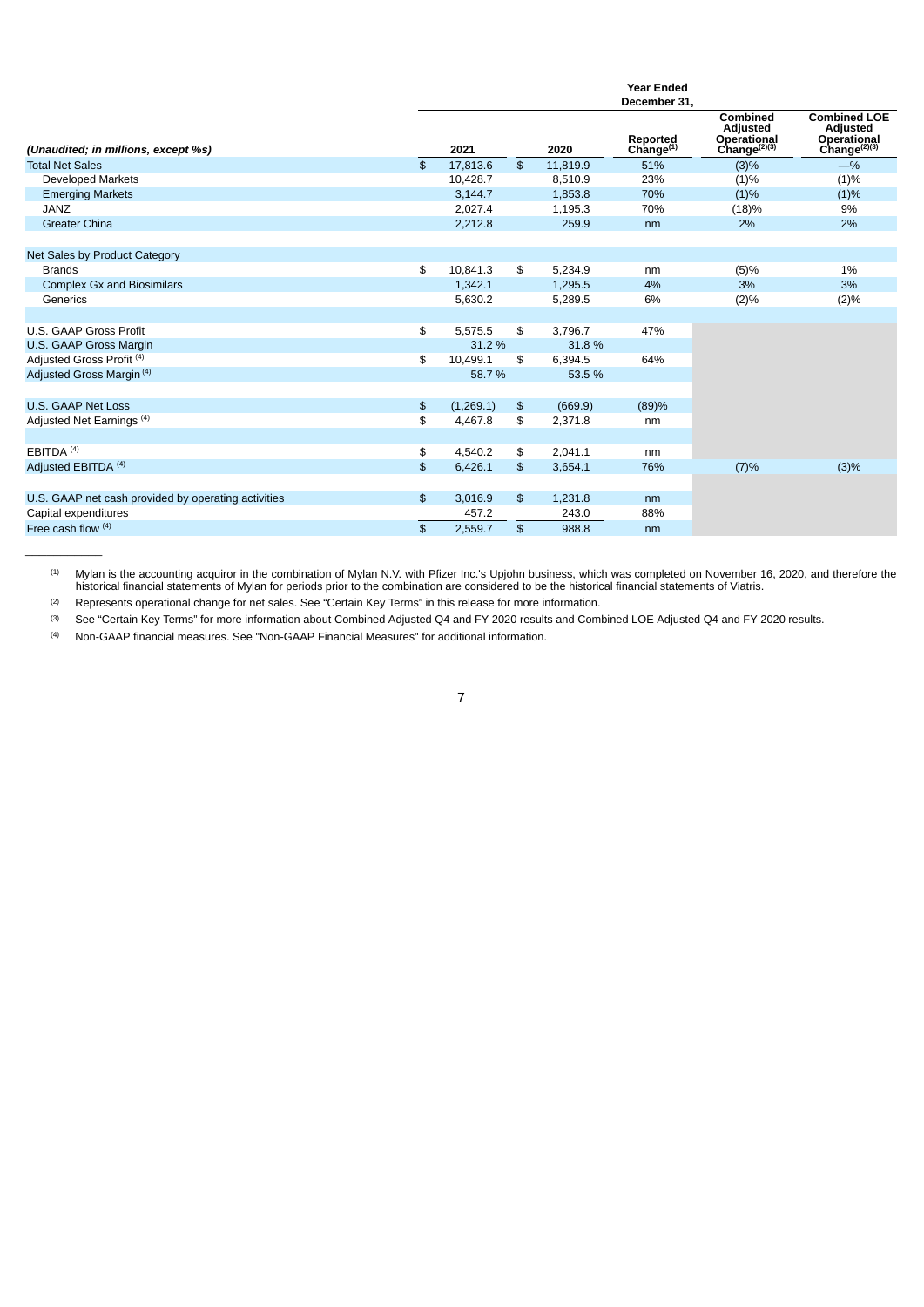| (Unaudited; in millions, except %s) | Year Ended December 31, 2021 | 2020 | Reported Change[(1)] | Combined Adjusted Operational Change[(2)(3)] | Combined LOE Adjusted Operational Change[(2)(3)] |
|---|---|---|---|---|---|
| Total Net Sales | $ 17,813.6 | $ 11,819.9 | 51% | (3)% | —% |
| Developed Markets | 10,428.7 | 8,510.9 | 23% | (1)% | (1)% |
| Emerging Markets | 3,144.7 | 1,853.8 | 70% | (1)% | (1)% |
| JANZ | 2,027.4 | 1,195.3 | 70% | (18)% | 9% |
| Greater China | 2,212.8 | 259.9 | nm | 2% | 2% |
| | | | | | |
| Net Sales by Product Category | | | | | |
| Brands | $ 10,841.3 | $ 5,234.9 | nm | (5)% | 1% |
| Complex Gx and Biosimilars | 1,342.1 | 1,295.5 | 4% | 3% | 3% |
| Generics | 5,630.2 | 5,289.5 | 6% | (2)% | (2)% |
| | | | | | |
| U.S. GAAP Gross Profit | $ 5,575.5 | $ 3,796.7 | 47% | | |
| U.S. GAAP Gross Margin | 31.2 % | 31.8 % | | | |
| Adjusted Gross Profit [(4)] | $ 10,499.1 | $ 6,394.5 | 64% | | |
| Adjusted Gross Margin [(4)] | 58.7 % | 53.5 % | | | |
| | | | | | |
| U.S. GAAP Net Loss | $ (1,269.1) | $ (669.9) | (89)% | | |
| Adjusted Net Earnings [(4)] | $ 4,467.8 | $ 2,371.8 | nm | | |
| | | | | | |
| EBITDA [(4)] | $ 4,540.2 | $ 2,041.1 | nm | | |
| Adjusted EBITDA [(4)] | $ 6,426.1 | $ 3,654.1 | 76% | (7)% | (3)% |
| | | | | | |
| U.S. GAAP net cash provided by operating activities | $ 3,016.9 | $ 1,231.8 | nm | | |
| Capital expenditures | 457.2 | 243.0 | 88% | | |
| Free cash flow [(4)] | $ 2,559.7 | $ 988.8 | nm | | |

(1) Mylan is the accounting acquiror in the combination of Mylan N.V. with Pfizer Inc.'s Upjohn business, which was completed on November 16, 2020, and therefore the historical financial statements of Mylan for periods prior to the combination are considered to be the historical financial statements of Viatris.

(2) Represents operational change for net sales. See "Certain Key Terms" in this release for more information.

(3) See "Certain Key Terms" for more information about Combined Adjusted Q4 and FY 2020 results and Combined LOE Adjusted Q4 and FY 2020 results.

(4) Non-GAAP financial measures. See "Non-GAAP Financial Measures" for additional information.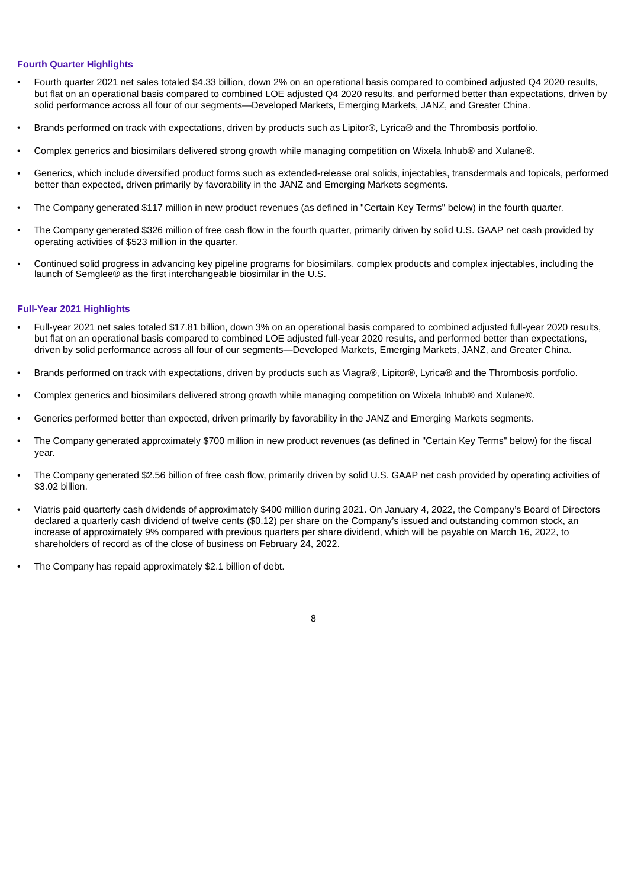### Fourth Quarter Highlights

- Fourth quarter 2021 net sales totaled $4.33 billion, down 2% on an operational basis compared to combined adjusted Q4 2020 results, but flat on an operational basis compared to combined LOE adjusted Q4 2020 results, and performed better than expectations, driven by solid performance across all four of our segments—Developed Markets, Emerging Markets, JANZ, and Greater China.
- Brands performed on track with expectations, driven by products such as Lipitor®, Lyrica® and the Thrombosis portfolio.
- Complex generics and biosimilars delivered strong growth while managing competition on Wixela Inhub® and Xulane®.
- Generics, which include diversified product forms such as extended-release oral solids, injectables, transdermals and topicals, performed better than expected, driven primarily by favorability in the JANZ and Emerging Markets segments.
- The Company generated $117 million in new product revenues (as defined in "Certain Key Terms" below) in the fourth quarter.
- The Company generated $326 million of free cash flow in the fourth quarter, primarily driven by solid U.S. GAAP net cash provided by operating activities of $523 million in the quarter.
- Continued solid progress in advancing key pipeline programs for biosimilars, complex products and complex injectables, including the launch of Semglee® as the first interchangeable biosimilar in the U.S.

### Full-Year 2021 Highlights

- Full-year 2021 net sales totaled $17.81 billion, down 3% on an operational basis compared to combined adjusted full-year 2020 results, but flat on an operational basis compared to combined LOE adjusted full-year 2020 results, and performed better than expectations, driven by solid performance across all four of our segments—Developed Markets, Emerging Markets, JANZ, and Greater China.
- Brands performed on track with expectations, driven by products such as Viagra®, Lipitor®, Lyrica® and the Thrombosis portfolio.
- Complex generics and biosimilars delivered strong growth while managing competition on Wixela Inhub® and Xulane®.
- Generics performed better than expected, driven primarily by favorability in the JANZ and Emerging Markets segments.
- The Company generated approximately $700 million in new product revenues (as defined in "Certain Key Terms" below) for the fiscal year.
- The Company generated $2.56 billion of free cash flow, primarily driven by solid U.S. GAAP net cash provided by operating activities of $3.02 billion.
- Viatris paid quarterly cash dividends of approximately $400 million during 2021. On January 4, 2022, the Company's Board of Directors declared a quarterly cash dividend of twelve cents ($0.12) per share on the Company's issued and outstanding common stock, an increase of approximately 9% compared with previous quarters per share dividend, which will be payable on March 16, 2022, to shareholders of record as of the close of business on February 24, 2022.
- The Company has repaid approximately $2.1 billion of debt.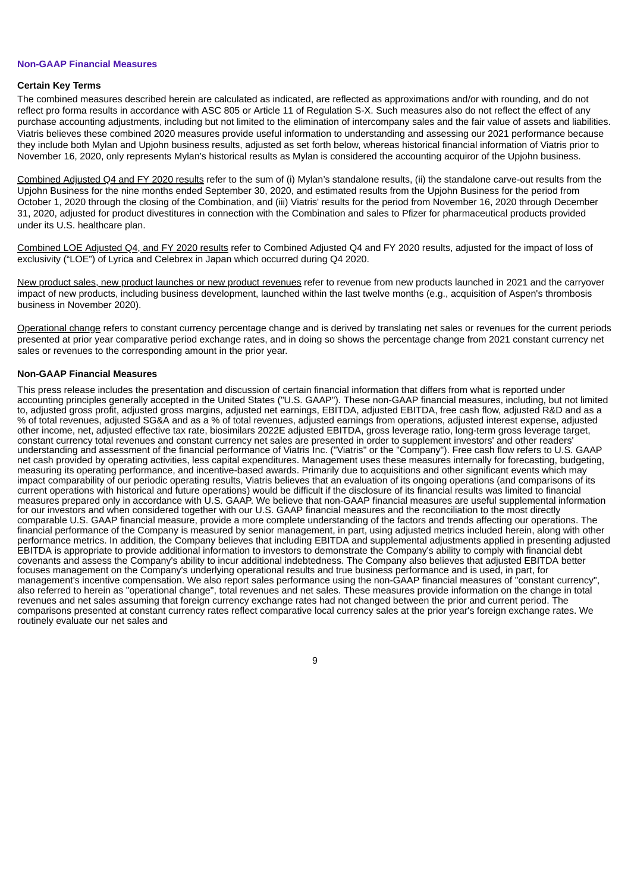## Non-GAAP Financial Measures

### Certain Key Terms

The combined measures described herein are calculated as indicated, are reflected as approximations and/or with rounding, and do not reflect pro forma results in accordance with ASC 805 or Article 11 of Regulation S-X. Such measures also do not reflect the effect of any purchase accounting adjustments, including but not limited to the elimination of intercompany sales and the fair value of assets and liabilities. Viatris believes these combined 2020 measures provide useful information to understanding and assessing our 2021 performance because they include both Mylan and Upjohn business results, adjusted as set forth below, whereas historical financial information of Viatris prior to November 16, 2020, only represents Mylan's historical results as Mylan is considered the accounting acquiror of the Upjohn business.

Combined Adjusted Q4 and FY 2020 results refer to the sum of (i) Mylan's standalone results, (ii) the standalone carve-out results from the Upjohn Business for the nine months ended September 30, 2020, and estimated results from the Upjohn Business for the period from October 1, 2020 through the closing of the Combination, and (iii) Viatris' results for the period from November 16, 2020 through December 31, 2020, adjusted for product divestitures in connection with the Combination and sales to Pfizer for pharmaceutical products provided under its U.S. healthcare plan.

Combined LOE Adjusted Q4, and FY 2020 results refer to Combined Adjusted Q4 and FY 2020 results, adjusted for the impact of loss of exclusivity ("LOE") of Lyrica and Celebrex in Japan which occurred during Q4 2020.

New product sales, new product launches or new product revenues refer to revenue from new products launched in 2021 and the carryover impact of new products, including business development, launched within the last twelve months (e.g., acquisition of Aspen's thrombosis business in November 2020).

Operational change refers to constant currency percentage change and is derived by translating net sales or revenues for the current periods presented at prior year comparative period exchange rates, and in doing so shows the percentage change from 2021 constant currency net sales or revenues to the corresponding amount in the prior year.

### Non-GAAP Financial Measures

This press release includes the presentation and discussion of certain financial information that differs from what is reported under accounting principles generally accepted in the United States ("U.S. GAAP"). These non-GAAP financial measures, including, but not limited to, adjusted gross profit, adjusted gross margins, adjusted net earnings, EBITDA, adjusted EBITDA, free cash flow, adjusted R&D and as a % of total revenues, adjusted SG&A and as a % of total revenues, adjusted earnings from operations, adjusted interest expense, adjusted other income, net, adjusted effective tax rate, biosimilars 2022E adjusted EBITDA, gross leverage ratio, long-term gross leverage target, constant currency total revenues and constant currency net sales are presented in order to supplement investors' and other readers' understanding and assessment of the financial performance of Viatris Inc. ("Viatris" or the "Company"). Free cash flow refers to U.S. GAAP net cash provided by operating activities, less capital expenditures. Management uses these measures internally for forecasting, budgeting, measuring its operating performance, and incentive-based awards. Primarily due to acquisitions and other significant events which may impact comparability of our periodic operating results, Viatris believes that an evaluation of its ongoing operations (and comparisons of its current operations with historical and future operations) would be difficult if the disclosure of its financial results was limited to financial measures prepared only in accordance with U.S. GAAP. We believe that non-GAAP financial measures are useful supplemental information for our investors and when considered together with our U.S. GAAP financial measures and the reconciliation to the most directly comparable U.S. GAAP financial measure, provide a more complete understanding of the factors and trends affecting our operations. The financial performance of the Company is measured by senior management, in part, using adjusted metrics included herein, along with other performance metrics. In addition, the Company believes that including EBITDA and supplemental adjustments applied in presenting adjusted EBITDA is appropriate to provide additional information to investors to demonstrate the Company's ability to comply with financial debt covenants and assess the Company's ability to incur additional indebtedness. The Company also believes that adjusted EBITDA better focuses management on the Company's underlying operational results and true business performance and is used, in part, for management's incentive compensation. We also report sales performance using the non-GAAP financial measures of "constant currency", also referred to herein as "operational change", total revenues and net sales. These measures provide information on the change in total revenues and net sales assuming that foreign currency exchange rates had not changed between the prior and current period. The comparisons presented at constant currency rates reflect comparative local currency sales at the prior year's foreign exchange rates. We routinely evaluate our net sales and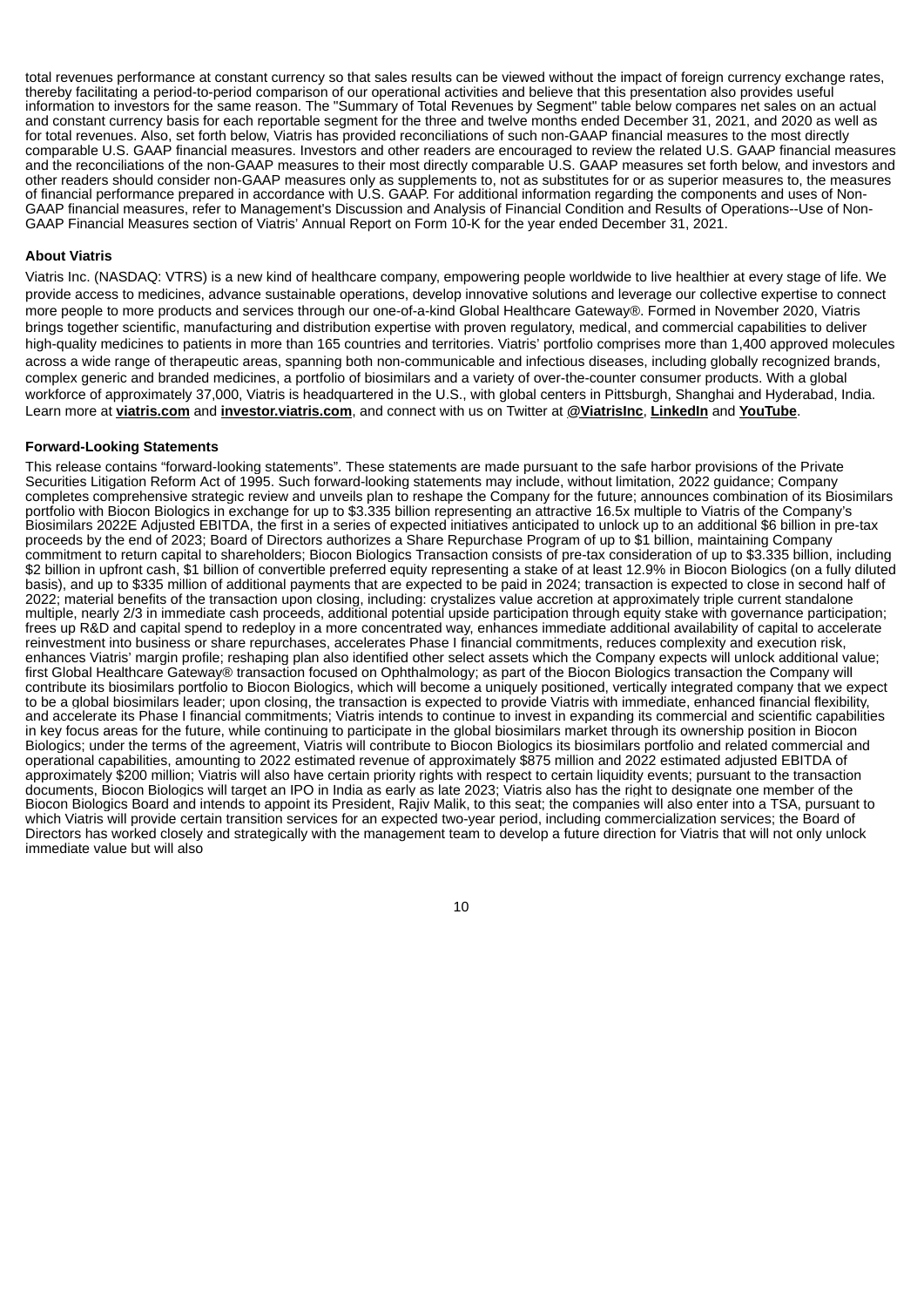total revenues performance at constant currency so that sales results can be viewed without the impact of foreign currency exchange rates, thereby facilitating a period-to-period comparison of our operational activities and believe that this presentation also provides useful information to investors for the same reason. The "Summary of Total Revenues by Segment" table below compares net sales on an actual and constant currency basis for each reportable segment for the three and twelve months ended December 31, 2021, and 2020 as well as for total revenues. Also, set forth below, Viatris has provided reconciliations of such non-GAAP financial measures to the most directly comparable U.S. GAAP financial measures. Investors and other readers are encouraged to review the related U.S. GAAP financial measures and the reconciliations of the non-GAAP measures to their most directly comparable U.S. GAAP measures set forth below, and investors and other readers should consider non-GAAP measures only as supplements to, not as substitutes for or as superior measures to, the measures of financial performance prepared in accordance with U.S. GAAP. For additional information regarding the components and uses of Non-GAAP financial measures, refer to Management's Discussion and Analysis of Financial Condition and Results of Operations--Use of Non-GAAP Financial Measures section of Viatris' Annual Report on Form 10-K for the year ended December 31, 2021.

**About Viatris**

Viatris Inc. (NASDAQ: VTRS) is a new kind of healthcare company, empowering people worldwide to live healthier at every stage of life. We provide access to medicines, advance sustainable operations, develop innovative solutions and leverage our collective expertise to connect more people to more products and services through our one-of-a-kind Global Healthcare Gateway®. Formed in November 2020, Viatris brings together scientific, manufacturing and distribution expertise with proven regulatory, medical, and commercial capabilities to deliver high-quality medicines to patients in more than 165 countries and territories. Viatris' portfolio comprises more than 1,400 approved molecules across a wide range of therapeutic areas, spanning both non-communicable and infectious diseases, including globally recognized brands, complex generic and branded medicines, a portfolio of biosimilars and a variety of over-the-counter consumer products. With a global workforce of approximately 37,000, Viatris is headquartered in the U.S., with global centers in Pittsburgh, Shanghai and Hyderabad, India. Learn more at **viatris.com** and **investor.viatris.com**, and connect with us on Twitter at **@ViatrisInc**, **LinkedIn** and **YouTube**.

**Forward-Looking Statements**

This release contains "forward-looking statements". These statements are made pursuant to the safe harbor provisions of the Private Securities Litigation Reform Act of 1995. Such forward-looking statements may include, without limitation, 2022 guidance; Company completes comprehensive strategic review and unveils plan to reshape the Company for the future; announces combination of its Biosimilars portfolio with Biocon Biologics in exchange for up to $3.335 billion representing an attractive 16.5x multiple to Viatris of the Company's Biosimilars 2022E Adjusted EBITDA, the first in a series of expected initiatives anticipated to unlock up to an additional $6 billion in pre-tax proceeds by the end of 2023; Board of Directors authorizes a Share Repurchase Program of up to $1 billion, maintaining Company commitment to return capital to shareholders; Biocon Biologics Transaction consists of pre-tax consideration of up to $3.335 billion, including $2 billion in upfront cash, $1 billion of convertible preferred equity representing a stake of at least 12.9% in Biocon Biologics (on a fully diluted basis), and up to $335 million of additional payments that are expected to be paid in 2024; transaction is expected to close in second half of 2022; material benefits of the transaction upon closing, including: crystalizes value accretion at approximately triple current standalone multiple, nearly 2/3 in immediate cash proceeds, additional potential upside participation through equity stake with governance participation; frees up R&D and capital spend to redeploy in a more concentrated way, enhances immediate additional availability of capital to accelerate reinvestment into business or share repurchases, accelerates Phase I financial commitments, reduces complexity and execution risk, enhances Viatris' margin profile; reshaping plan also identified other select assets which the Company expects will unlock additional value; first Global Healthcare Gateway® transaction focused on Ophthalmology; as part of the Biocon Biologics transaction the Company will contribute its biosimilars portfolio to Biocon Biologics, which will become a uniquely positioned, vertically integrated company that we expect to be a global biosimilars leader; upon closing, the transaction is expected to provide Viatris with immediate, enhanced financial flexibility, and accelerate its Phase I financial commitments; Viatris intends to continue to invest in expanding its commercial and scientific capabilities in key focus areas for the future, while continuing to participate in the global biosimilars market through its ownership position in Biocon Biologics; under the terms of the agreement, Viatris will contribute to Biocon Biologics its biosimilars portfolio and related commercial and operational capabilities, amounting to 2022 estimated revenue of approximately $875 million and 2022 estimated adjusted EBITDA of approximately $200 million; Viatris will also have certain priority rights with respect to certain liquidity events; pursuant to the transaction documents, Biocon Biologics will target an IPO in India as early as late 2023; Viatris also has the right to designate one member of the Biocon Biologics Board and intends to appoint its President, Rajiv Malik, to this seat; the companies will also enter into a TSA, pursuant to which Viatris will provide certain transition services for an expected two-year period, including commercialization services; the Board of Directors has worked closely and strategically with the management team to develop a future direction for Viatris that will not only unlock immediate value but will also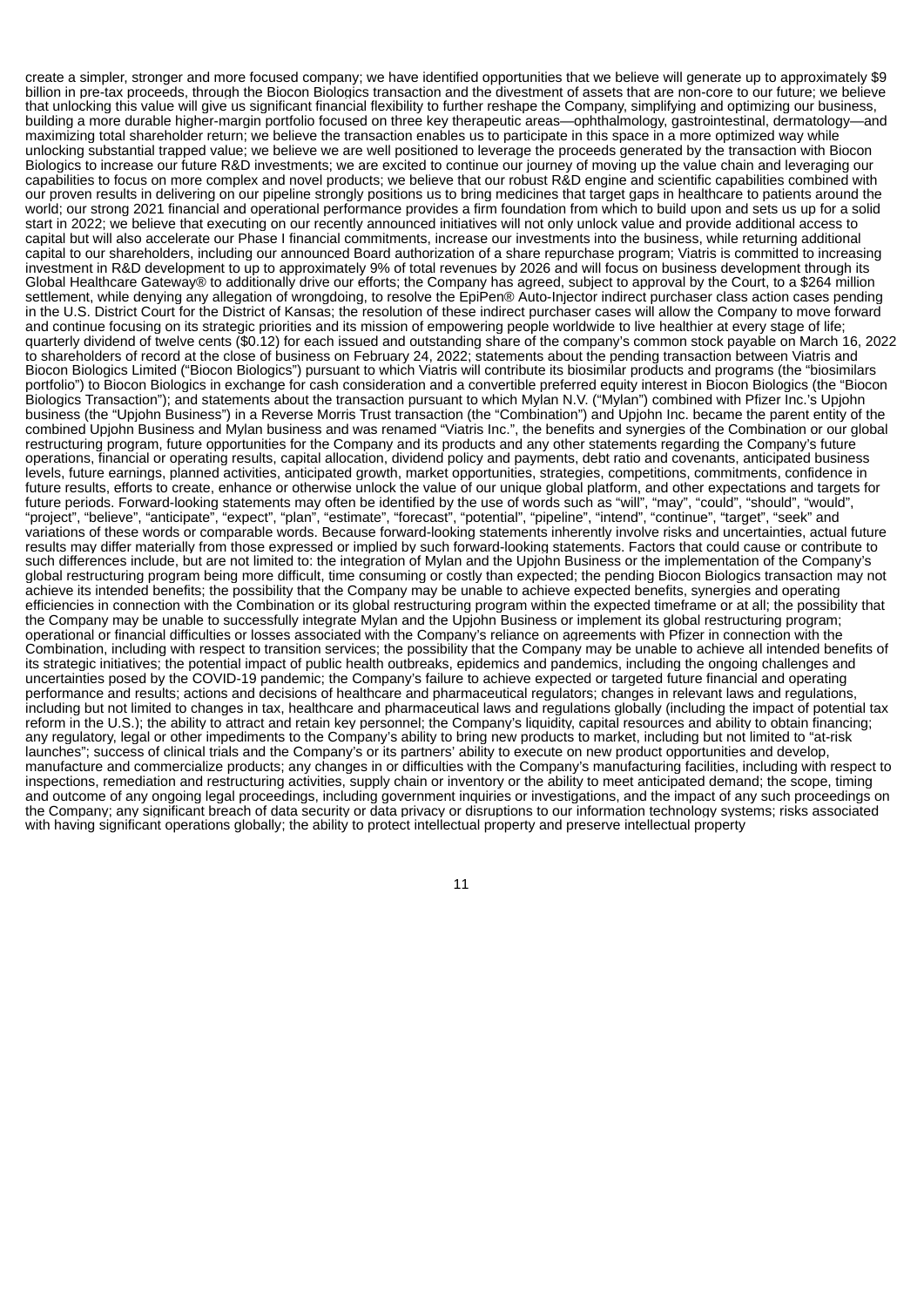create a simpler, stronger and more focused company; we have identified opportunities that we believe will generate up to approximately $9 billion in pre-tax proceeds, through the Biocon Biologics transaction and the divestment of assets that are non-core to our future; we believe that unlocking this value will give us significant financial flexibility to further reshape the Company, simplifying and optimizing our business, building a more durable higher-margin portfolio focused on three key therapeutic areas—ophthalmology, gastrointestinal, dermatology—and maximizing total shareholder return; we believe the transaction enables us to participate in this space in a more optimized way while unlocking substantial trapped value; we believe we are well positioned to leverage the proceeds generated by the transaction with Biocon Biologics to increase our future R&D investments; we are excited to continue our journey of moving up the value chain and leveraging our capabilities to focus on more complex and novel products; we believe that our robust R&D engine and scientific capabilities combined with our proven results in delivering on our pipeline strongly positions us to bring medicines that target gaps in healthcare to patients around the world; our strong 2021 financial and operational performance provides a firm foundation from which to build upon and sets us up for a solid start in 2022; we believe that executing on our recently announced initiatives will not only unlock value and provide additional access to capital but will also accelerate our Phase I financial commitments, increase our investments into the business, while returning additional capital to our shareholders, including our announced Board authorization of a share repurchase program; Viatris is committed to increasing investment in R&D development to up to approximately 9% of total revenues by 2026 and will focus on business development through its Global Healthcare Gateway® to additionally drive our efforts; the Company has agreed, subject to approval by the Court, to a $264 million settlement, while denying any allegation of wrongdoing, to resolve the EpiPen® Auto-Injector indirect purchaser class action cases pending in the U.S. District Court for the District of Kansas; the resolution of these indirect purchaser cases will allow the Company to move forward and continue focusing on its strategic priorities and its mission of empowering people worldwide to live healthier at every stage of life; quarterly dividend of twelve cents ($0.12) for each issued and outstanding share of the company's common stock payable on March 16, 2022 to shareholders of record at the close of business on February 24, 2022; statements about the pending transaction between Viatris and Biocon Biologics Limited ("Biocon Biologics") pursuant to which Viatris will contribute its biosimilar products and programs (the "biosimilars portfolio") to Biocon Biologics in exchange for cash consideration and a convertible preferred equity interest in Biocon Biologics (the "Biocon Biologics Transaction"); and statements about the transaction pursuant to which Mylan N.V. ("Mylan") combined with Pfizer Inc.'s Upjohn business (the "Upjohn Business") in a Reverse Morris Trust transaction (the "Combination") and Upjohn Inc. became the parent entity of the combined Upjohn Business and Mylan business and was renamed "Viatris Inc.", the benefits and synergies of the Combination or our global restructuring program, future opportunities for the Company and its products and any other statements regarding the Company's future operations, financial or operating results, capital allocation, dividend policy and payments, debt ratio and covenants, anticipated business levels, future earnings, planned activities, anticipated growth, market opportunities, strategies, competitions, commitments, confidence in future results, efforts to create, enhance or otherwise unlock the value of our unique global platform, and other expectations and targets for future periods. Forward-looking statements may often be identified by the use of words such as "will", "may", "could", "should", "would", "project", "believe", "anticipate", "expect", "plan", "estimate", "forecast", "potential", "pipeline", "intend", "continue", "target", "seek" and variations of these words or comparable words. Because forward-looking statements inherently involve risks and uncertainties, actual future results may differ materially from those expressed or implied by such forward-looking statements. Factors that could cause or contribute to such differences include, but are not limited to: the integration of Mylan and the Upjohn Business or the implementation of the Company's global restructuring program being more difficult, time consuming or costly than expected; the pending Biocon Biologics transaction may not achieve its intended benefits; the possibility that the Company may be unable to achieve expected benefits, synergies and operating efficiencies in connection with the Combination or its global restructuring program within the expected timeframe or at all; the possibility that the Company may be unable to successfully integrate Mylan and the Upjohn Business or implement its global restructuring program; operational or financial difficulties or losses associated with the Company's reliance on agreements with Pfizer in connection with the Combination, including with respect to transition services; the possibility that the Company may be unable to achieve all intended benefits of its strategic initiatives; the potential impact of public health outbreaks, epidemics and pandemics, including the ongoing challenges and uncertainties posed by the COVID-19 pandemic; the Company's failure to achieve expected or targeted future financial and operating performance and results; actions and decisions of healthcare and pharmaceutical regulators; changes in relevant laws and regulations, including but not limited to changes in tax, healthcare and pharmaceutical laws and regulations globally (including the impact of potential tax reform in the U.S.); the ability to attract and retain key personnel; the Company's liquidity, capital resources and ability to obtain financing; any regulatory, legal or other impediments to the Company's ability to bring new products to market, including but not limited to "at-risk launches"; success of clinical trials and the Company's or its partners' ability to execute on new product opportunities and develop, manufacture and commercialize products; any changes in or difficulties with the Company's manufacturing facilities, including with respect to inspections, remediation and restructuring activities, supply chain or inventory or the ability to meet anticipated demand; the scope, timing and outcome of any ongoing legal proceedings, including government inquiries or investigations, and the impact of any such proceedings on the Company; any significant breach of data security or data privacy or disruptions to our information technology systems; risks associated with having significant operations globally; the ability to protect intellectual property and preserve intellectual property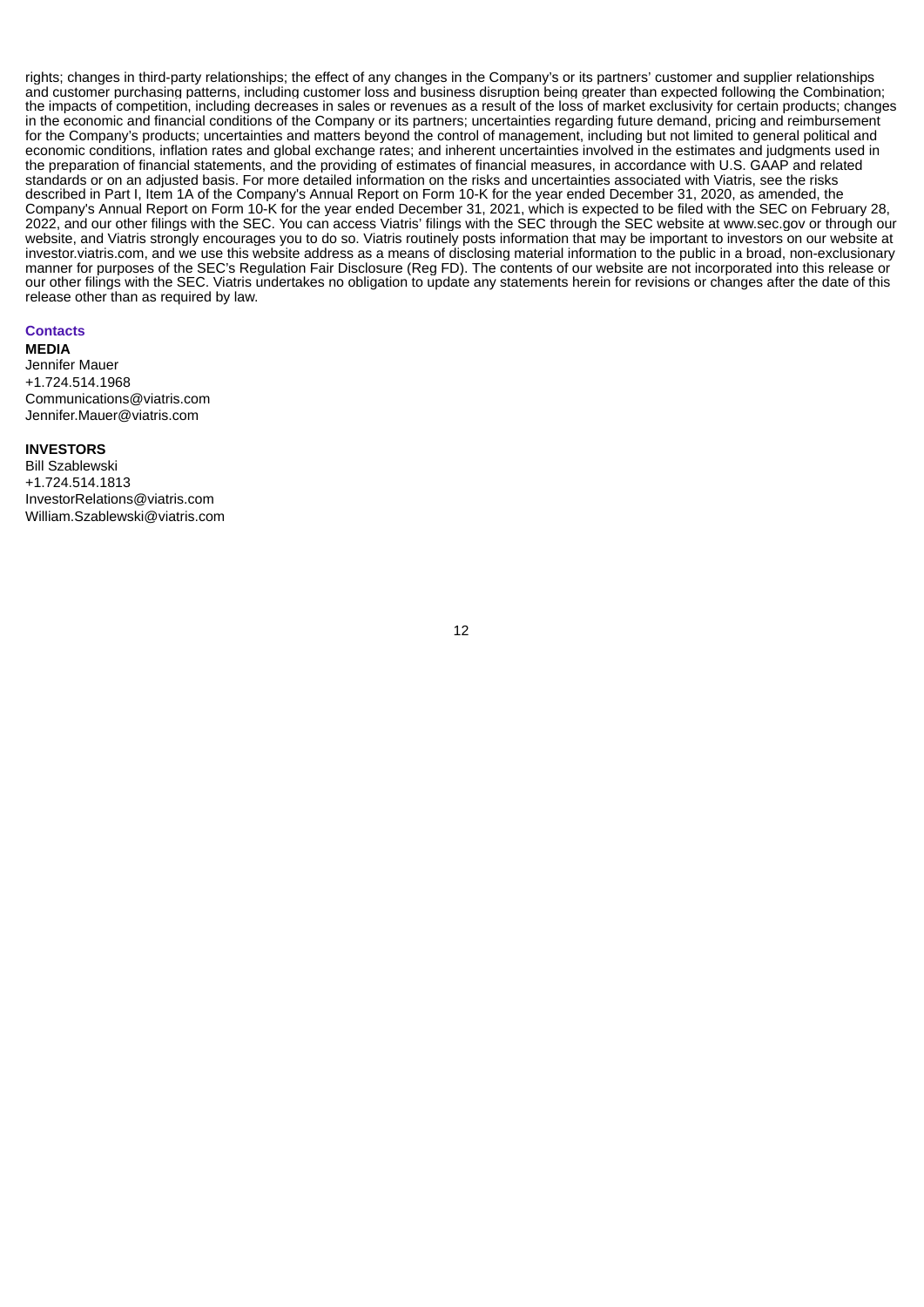rights; changes in third-party relationships; the effect of any changes in the Company's or its partners' customer and supplier relationships and customer purchasing patterns, including customer loss and business disruption being greater than expected following the Combination; the impacts of competition, including decreases in sales or revenues as a result of the loss of market exclusivity for certain products; changes in the economic and financial conditions of the Company or its partners; uncertainties regarding future demand, pricing and reimbursement for the Company's products; uncertainties and matters beyond the control of management, including but not limited to general political and economic conditions, inflation rates and global exchange rates; and inherent uncertainties involved in the estimates and judgments used in the preparation of financial statements, and the providing of estimates of financial measures, in accordance with U.S. GAAP and related standards or on an adjusted basis. For more detailed information on the risks and uncertainties associated with Viatris, see the risks described in Part I, Item 1A of the Company's Annual Report on Form 10-K for the year ended December 31, 2020, as amended, the Company's Annual Report on Form 10-K for the year ended December 31, 2021, which is expected to be filed with the SEC on February 28, 2022, and our other filings with the SEC. You can access Viatris' filings with the SEC through the SEC website at www.sec.gov or through our website, and Viatris strongly encourages you to do so. Viatris routinely posts information that may be important to investors on our website at investor.viatris.com, and we use this website address as a means of disclosing material information to the public in a broad, non-exclusionary manner for purposes of the SEC's Regulation Fair Disclosure (Reg FD). The contents of our website are not incorporated into this release or our other filings with the SEC. Viatris undertakes no obligation to update any statements herein for revisions or changes after the date of this release other than as required by law.

**Contacts**

**MEDIA**
Jennifer Mauer
+1.724.514.1968
Communications@viatris.com
Jennifer.Mauer@viatris.com

**INVESTORS**
Bill Szablewski
+1.724.514.1813
InvestorRelations@viatris.com
William.Szablewski@viatris.com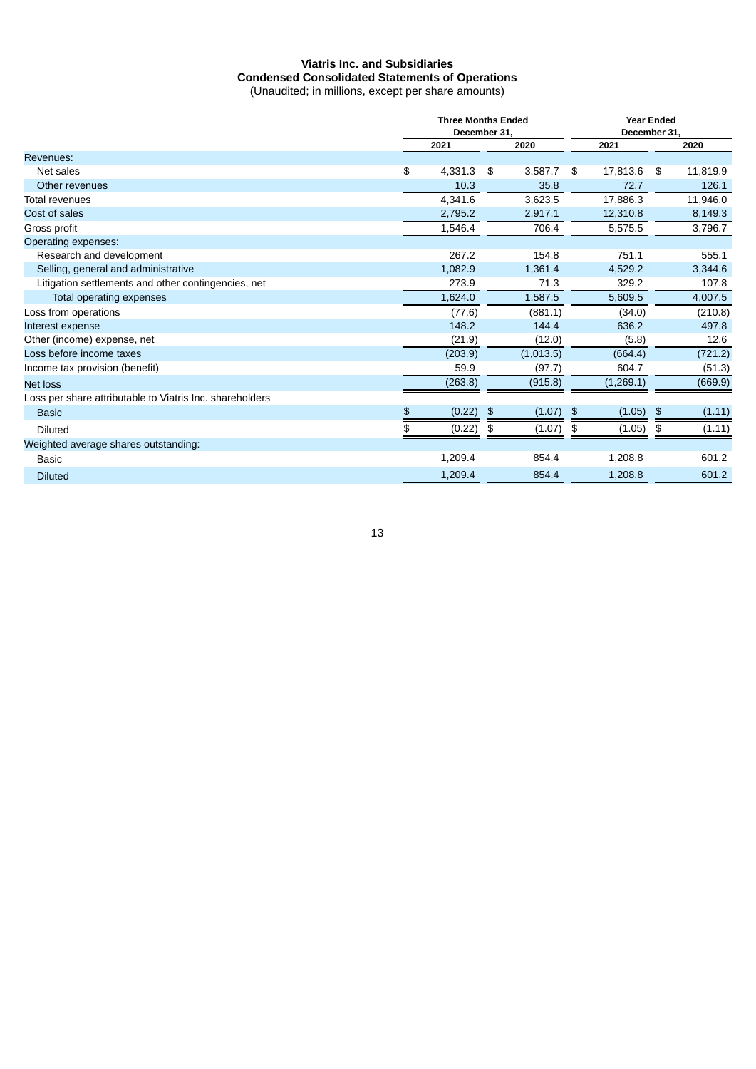**Viatris Inc. and Subsidiaries**
**Condensed Consolidated Statements of Operations**
(Unaudited; in millions, except per share amounts)

| | Three Months Ended December 31, | | Year Ended December 31, | |
|---|---|---|---|---|
| | 2021 | 2020 | 2021 | 2020 |
| Revenues: | | | | |
| Net sales | $ 4,331.3 | $ 3,587.7 | $ 17,813.6 | $ 11,819.9 |
| Other revenues | 10.3 | 35.8 | 72.7 | 126.1 |
| Total revenues | 4,341.6 | 3,623.5 | 17,886.3 | 11,946.0 |
| Cost of sales | 2,795.2 | 2,917.1 | 12,310.8 | 8,149.3 |
| Gross profit | 1,546.4 | 706.4 | 5,575.5 | 3,796.7 |
| Operating expenses: | | | | |
| Research and development | 267.2 | 154.8 | 751.1 | 555.1 |
| Selling, general and administrative | 1,082.9 | 1,361.4 | 4,529.2 | 3,344.6 |
| Litigation settlements and other contingencies, net | 273.9 | 71.3 | 329.2 | 107.8 |
| Total operating expenses | 1,624.0 | 1,587.5 | 5,609.5 | 4,007.5 |
| Loss from operations | (77.6) | (881.1) | (34.0) | (210.8) |
| Interest expense | 148.2 | 144.4 | 636.2 | 497.8 |
| Other (income) expense, net | (21.9) | (12.0) | (5.8) | 12.6 |
| Loss before income taxes | (203.9) | (1,013.5) | (664.4) | (721.2) |
| Income tax provision (benefit) | 59.9 | (97.7) | 604.7 | (51.3) |
| Net loss | (263.8) | (915.8) | (1,269.1) | (669.9) |
| Loss per share attributable to Viatris Inc. shareholders | | | | |
| Basic | $ (0.22) | $ (1.07) | $ (1.05) | $ (1.11) |
| Diluted | $ (0.22) | $ (1.07) | $ (1.05) | $ (1.11) |
| Weighted average shares outstanding: | | | | |
| Basic | 1,209.4 | 854.4 | 1,208.8 | 601.2 |
| Diluted | 1,209.4 | 854.4 | 1,208.8 | 601.2 |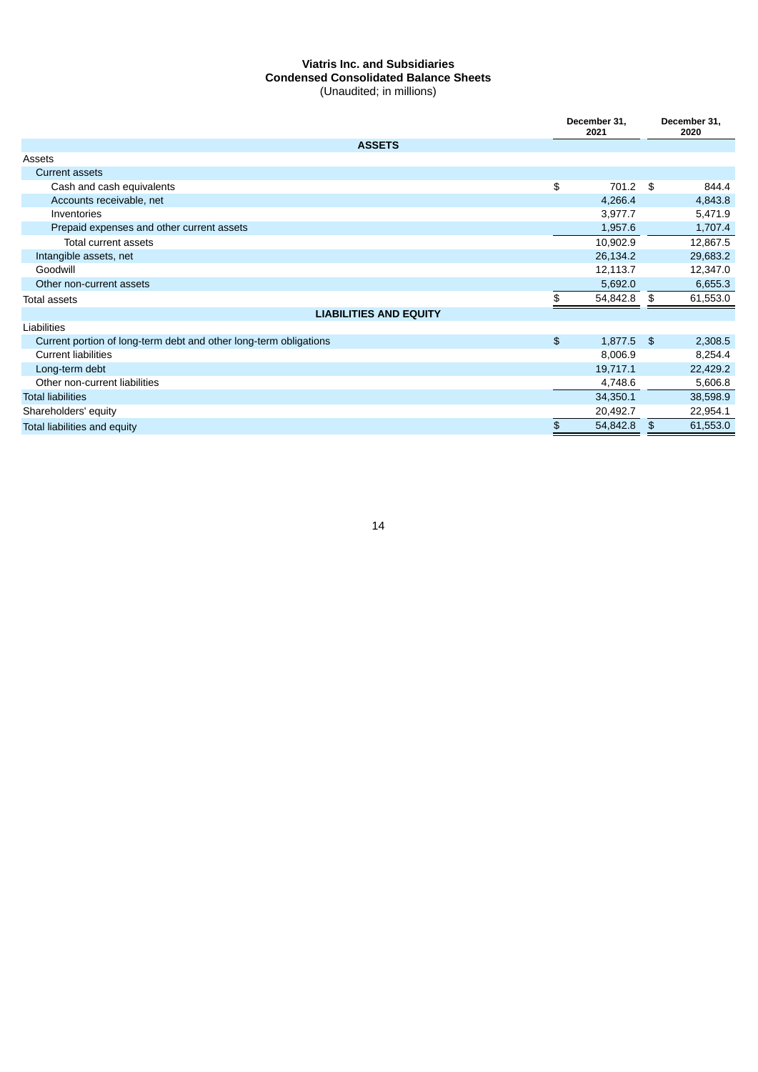**Viatris Inc. and Subsidiaries**
**Condensed Consolidated Balance Sheets**
(Unaudited; in millions)

| | December 31, 2021 | December 31, 2020 |
|---|---|---|
| **ASSETS** | | |
| Assets | | |
| Current assets | | |
| Cash and cash equivalents | $ 701.2 | $ 844.4 |
| Accounts receivable, net | 4,266.4 | 4,843.8 |
| Inventories | 3,977.7 | 5,471.9 |
| Prepaid expenses and other current assets | 1,957.6 | 1,707.4 |
| Total current assets | 10,902.9 | 12,867.5 |
| Intangible assets, net | 26,134.2 | 29,683.2 |
| Goodwill | 12,113.7 | 12,347.0 |
| Other non-current assets | 5,692.0 | 6,655.3 |
| Total assets | $ 54,842.8 | $ 61,553.0 |
| **LIABILITIES AND EQUITY** | | |
| Liabilities | | |
| Current portion of long-term debt and other long-term obligations | $ 1,877.5 | $ 2,308.5 |
| Current liabilities | 8,006.9 | 8,254.4 |
| Long-term debt | 19,717.1 | 22,429.2 |
| Other non-current liabilities | 4,748.6 | 5,606.8 |
| Total liabilities | 34,350.1 | 38,598.9 |
| Shareholders' equity | 20,492.7 | 22,954.1 |
| Total liabilities and equity | $ 54,842.8 | $ 61,553.0 |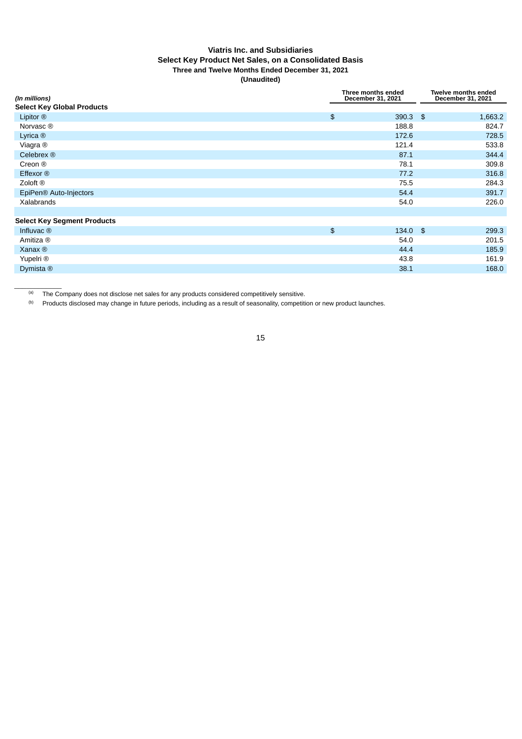**Viatris Inc. and Subsidiaries**
**Select Key Product Net Sales, on a Consolidated Basis**
**Three and Twelve Months Ended December 31, 2021**
**(Unaudited)**

| *(In millions)* | Three months ended December 31, 2021 | Twelve months ended December 31, 2021 |
|---|---|---|
| **Select Key Global Products** | | |
| Lipitor ® | $ 390.3 | $ 1,663.2 |
| Norvasc ® | 188.8 | 824.7 |
| Lyrica ® | 172.6 | 728.5 |
| Viagra ® | 121.4 | 533.8 |
| Celebrex ® | 87.1 | 344.4 |
| Creon ® | 78.1 | 309.8 |
| Effexor ® | 77.2 | 316.8 |
| Zoloft ® | 75.5 | 284.3 |
| EpiPen® Auto-Injectors | 54.4 | 391.7 |
| Xalabrands | 54.0 | 226.0 |
| | | |
| **Select Key Segment Products** | | |
| Influvac ® | $ 134.0 | $ 299.3 |
| Amitiza ® | 54.0 | 201.5 |
| Xanax ® | 44.4 | 185.9 |
| Yupelri ® | 43.8 | 161.9 |
| Dymista ® | 38.1 | 168.0 |

[a] The Company does not disclose net sales for any products considered competitively sensitive.

[b] Products disclosed may change in future periods, including as a result of seasonality, competition or new product launches.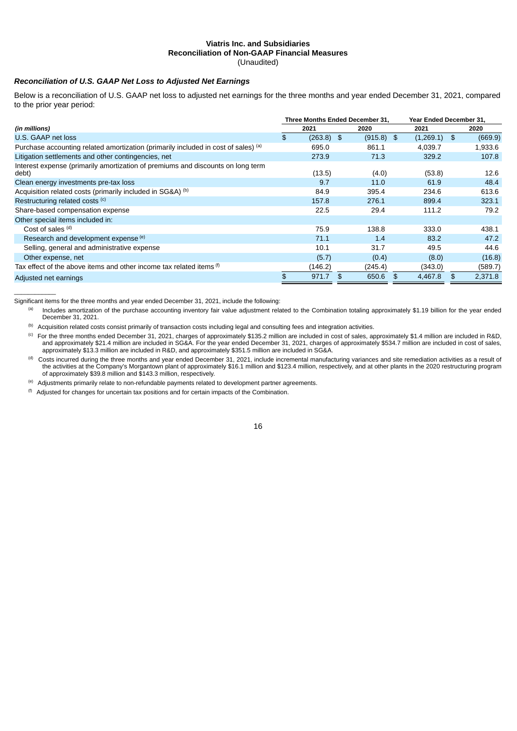**Viatris Inc. and Subsidiaries**
**Reconciliation of Non-GAAP Financial Measures**
(Unaudited)

***Reconciliation of U.S. GAAP Net Loss to Adjusted Net Earnings***

Below is a reconciliation of U.S. GAAP net loss to adjusted net earnings for the three months and year ended December 31, 2021, compared to the prior year period:

| | Three Months Ended December 31, | | Year Ended December 31, | |
|---|---|---|---|---|
| *(in millions)* | 2021 | 2020 | 2021 | 2020 |
| U.S. GAAP net loss | $ (263.8) | $ (915.8) | $ (1,269.1) | $ (669.9) |
| Purchase accounting related amortization (primarily included in cost of sales) [(a)] | 695.0 | 861.1 | 4,039.7 | 1,933.6 |
| Litigation settlements and other contingencies, net | 273.9 | 71.3 | 329.2 | 107.8 |
| Interest expense (primarily amortization of premiums and discounts on long term debt) | (13.5) | (4.0) | (53.8) | 12.6 |
| Clean energy investments pre-tax loss | 9.7 | 11.0 | 61.9 | 48.4 |
| Acquisition related costs (primarily included in SG&A) [(b)] | 84.9 | 395.4 | 234.6 | 613.6 |
| Restructuring related costs [(c)] | 157.8 | 276.1 | 899.4 | 323.1 |
| Share-based compensation expense | 22.5 | 29.4 | 111.2 | 79.2 |
| Other special items included in: | | | | |
| Cost of sales [(d)] | 75.9 | 138.8 | 333.0 | 438.1 |
| Research and development expense [(e)] | 71.1 | 1.4 | 83.2 | 47.2 |
| Selling, general and administrative expense | 10.1 | 31.7 | 49.5 | 44.6 |
| Other expense, net | (5.7) | (0.4) | (8.0) | (16.8) |
| Tax effect of the above items and other income tax related items [(f)] | (146.2) | (245.4) | (343.0) | (589.7) |
| Adjusted net earnings | $ 971.7 | $ 650.6 | $ 4,467.8 | $ 2,371.8 |

___________

Significant items for the three months and year ended December 31, 2021, include the following:

[(a)] Includes amortization of the purchase accounting inventory fair value adjustment related to the Combination totaling approximately $1.19 billion for the year ended December 31, 2021.

[(b)] Acquisition related costs consist primarily of transaction costs including legal and consulting fees and integration activities.

[(c)] For the three months ended December 31, 2021, charges of approximately $135.2 million are included in cost of sales, approximately $1.4 million are included in R&D, and approximately $21.4 million are included in SG&A. For the year ended December 31, 2021, charges of approximately $534.7 million are included in cost of sales, approximately $13.3 million are included in R&D, and approximately $351.5 million are included in SG&A.

[(d)] Costs incurred during the three months and year ended December 31, 2021, include incremental manufacturing variances and site remediation activities as a result of the activities at the Company's Morgantown plant of approximately $16.1 million and $123.4 million, respectively, and at other plants in the 2020 restructuring program of approximately $39.8 million and $143.3 million, respectively.

[(e)] Adjustments primarily relate to non-refundable payments related to development partner agreements.

[(f)] Adjusted for changes for uncertain tax positions and for certain impacts of the Combination.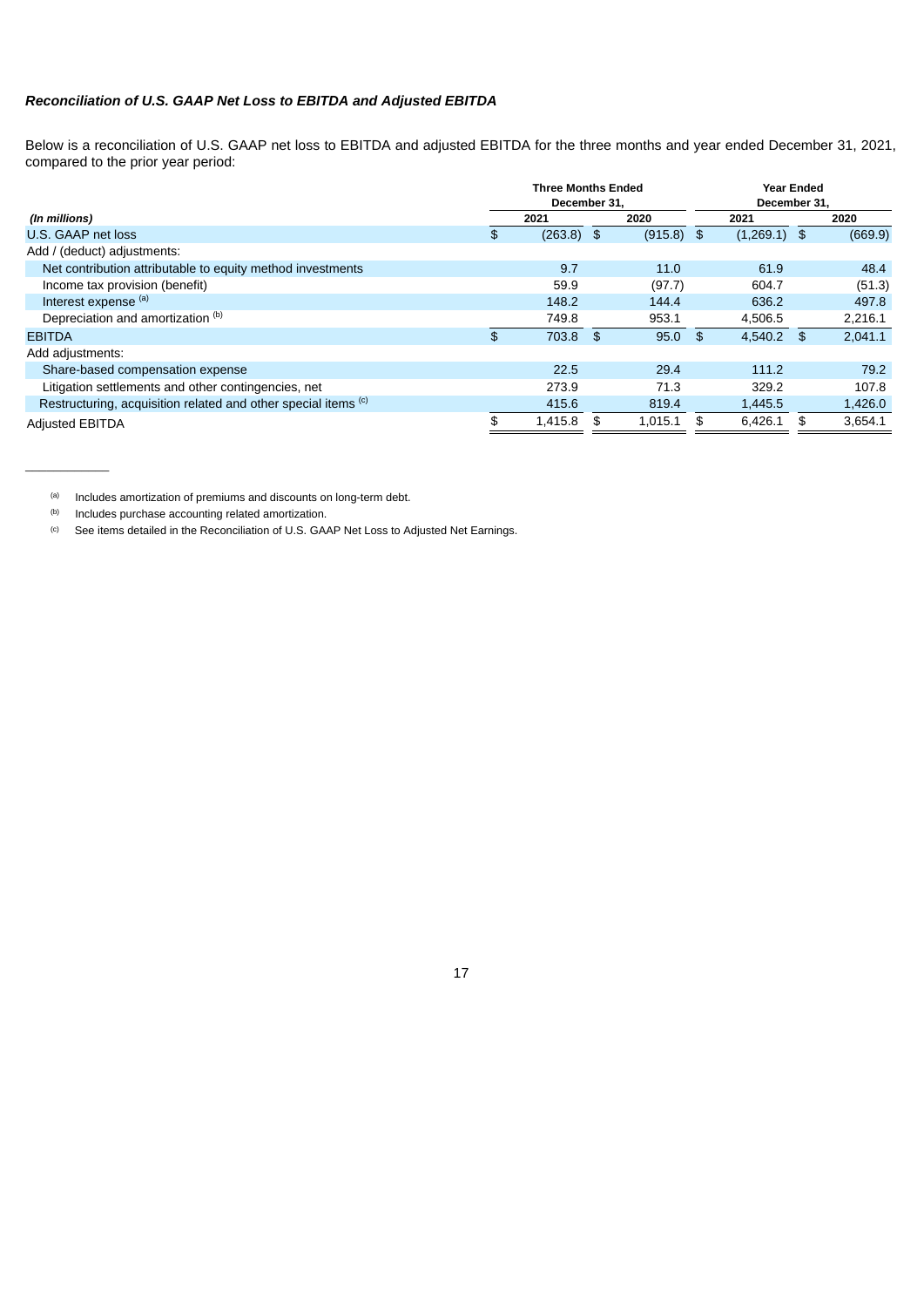***Reconciliation of U.S. GAAP Net Loss to EBITDA and Adjusted EBITDA***

Below is a reconciliation of U.S. GAAP net loss to EBITDA and adjusted EBITDA for the three months and year ended December 31, 2021, compared to the prior year period:

| | Three Months Ended December 31, | | Year Ended December 31, | |
|---|---|---|---|---|
| *(In millions)* | 2021 | 2020 | 2021 | 2020 |
| U.S. GAAP net loss | $ (263.8) | $ (915.8) | $ (1,269.1) | $ (669.9) |
| Add / (deduct) adjustments: | | | | |
| Net contribution attributable to equity method investments | 9.7 | 11.0 | 61.9 | 48.4 |
| Income tax provision (benefit) | 59.9 | (97.7) | 604.7 | (51.3) |
| Interest expense [(a)] | 148.2 | 144.4 | 636.2 | 497.8 |
| Depreciation and amortization [(b)] | 749.8 | 953.1 | 4,506.5 | 2,216.1 |
| EBITDA | $ 703.8 | $ 95.0 | $ 4,540.2 | $ 2,041.1 |
| Add adjustments: | | | | |
| Share-based compensation expense | 22.5 | 29.4 | 111.2 | 79.2 |
| Litigation settlements and other contingencies, net | 273.9 | 71.3 | 329.2 | 107.8 |
| Restructuring, acquisition related and other special items [(c)] | 415.6 | 819.4 | 1,445.5 | 1,426.0 |
| Adjusted EBITDA | $ 1,415.8 | $ 1,015.1 | $ 6,426.1 | $ 3,654.1 |

---

(a) Includes amortization of premiums and discounts on long-term debt.

(b) Includes purchase accounting related amortization.

(c) See items detailed in the Reconciliation of U.S. GAAP Net Loss to Adjusted Net Earnings.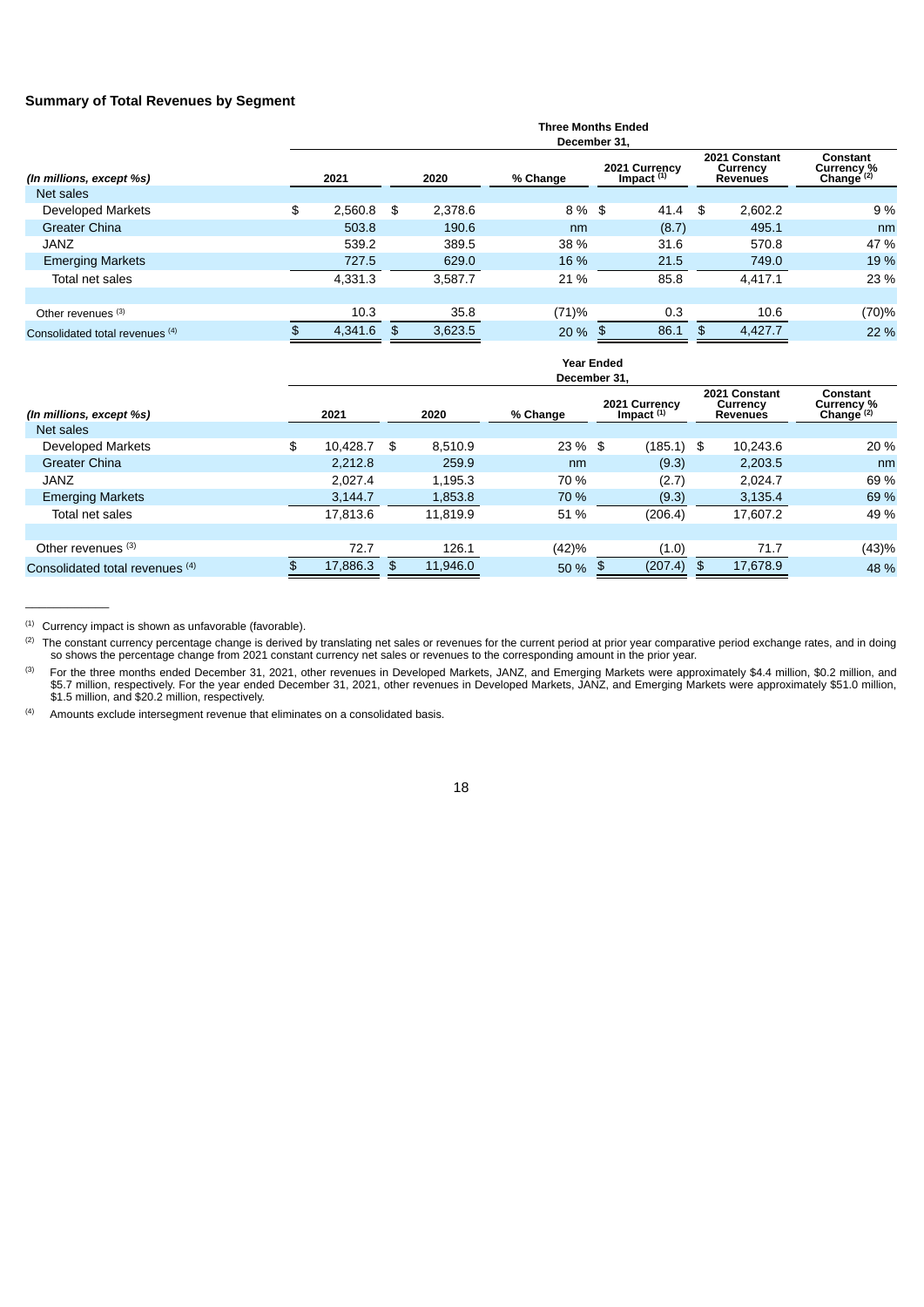**Summary of Total Revenues by Segment**

| *(In millions, except %s)* | Three Months Ended December 31, 2021 | 2020 | % Change | 2021 Currency Impact [(1)] | 2021 Constant Currency Revenues | Constant Currency % Change [(2)] |
|---|---|---|---|---|---|---|
| Net sales | | | | | | |
| Developed Markets | $ 2,560.8 | $ 2,378.6 | 8 % | $ 41.4 | $ 2,602.2 | 9 % |
| Greater China | 503.8 | 190.6 | nm | (8.7) | 495.1 | nm |
| JANZ | 539.2 | 389.5 | 38 % | 31.6 | 570.8 | 47 % |
| Emerging Markets | 727.5 | 629.0 | 16 % | 21.5 | 749.0 | 19 % |
| Total net sales | 4,331.3 | 3,587.7 | 21 % | 85.8 | 4,417.1 | 23 % |
| | | | | | | |
| Other revenues [(3)] | 10.3 | 35.8 | (71)% | 0.3 | 10.6 | (70)% |
| Consolidated total revenues [(4)] | $ 4,341.6 | $ 3,623.5 | 20 % | $ 86.1 | $ 4,427.7 | 22 % |

| *(In millions, except %s)* | Year Ended December 31, 2021 | 2020 | % Change | 2021 Currency Impact [(1)] | 2021 Constant Currency Revenues | Constant Currency % Change [(2)] |
|---|---|---|---|---|---|---|
| Net sales | | | | | | |
| Developed Markets | $ 10,428.7 | $ 8,510.9 | 23 % | $ (185.1) | $ 10,243.6 | 20 % |
| Greater China | 2,212.8 | 259.9 | nm | (9.3) | 2,203.5 | nm |
| JANZ | 2,027.4 | 1,195.3 | 70 % | (2.7) | 2,024.7 | 69 % |
| Emerging Markets | 3,144.7 | 1,853.8 | 70 % | (9.3) | 3,135.4 | 69 % |
| Total net sales | 17,813.6 | 11,819.9 | 51 % | (206.4) | 17,607.2 | 49 % |
| | | | | | | |
| Other revenues [(3)] | 72.7 | 126.1 | (42)% | (1.0) | 71.7 | (43)% |
| Consolidated total revenues [(4)] | $ 17,886.3 | $ 11,946.0 | 50 % | $ (207.4) | $ 17,678.9 | 48 % |

____________

[(1)] Currency impact is shown as unfavorable (favorable).

[(2)] The constant currency percentage change is derived by translating net sales or revenues for the current period at prior year comparative period exchange rates, and in doing so shows the percentage change from 2021 constant currency net sales or revenues to the corresponding amount in the prior year.

[(3)] For the three months ended December 31, 2021, other revenues in Developed Markets, JANZ, and Emerging Markets were approximately $4.4 million, $0.2 million, and $5.7 million, respectively. For the year ended December 31, 2021, other revenues in Developed Markets, JANZ, and Emerging Markets were approximately $51.0 million, $1.5 million, and $20.2 million, respectively.

[(4)] Amounts exclude intersegment revenue that eliminates on a consolidated basis.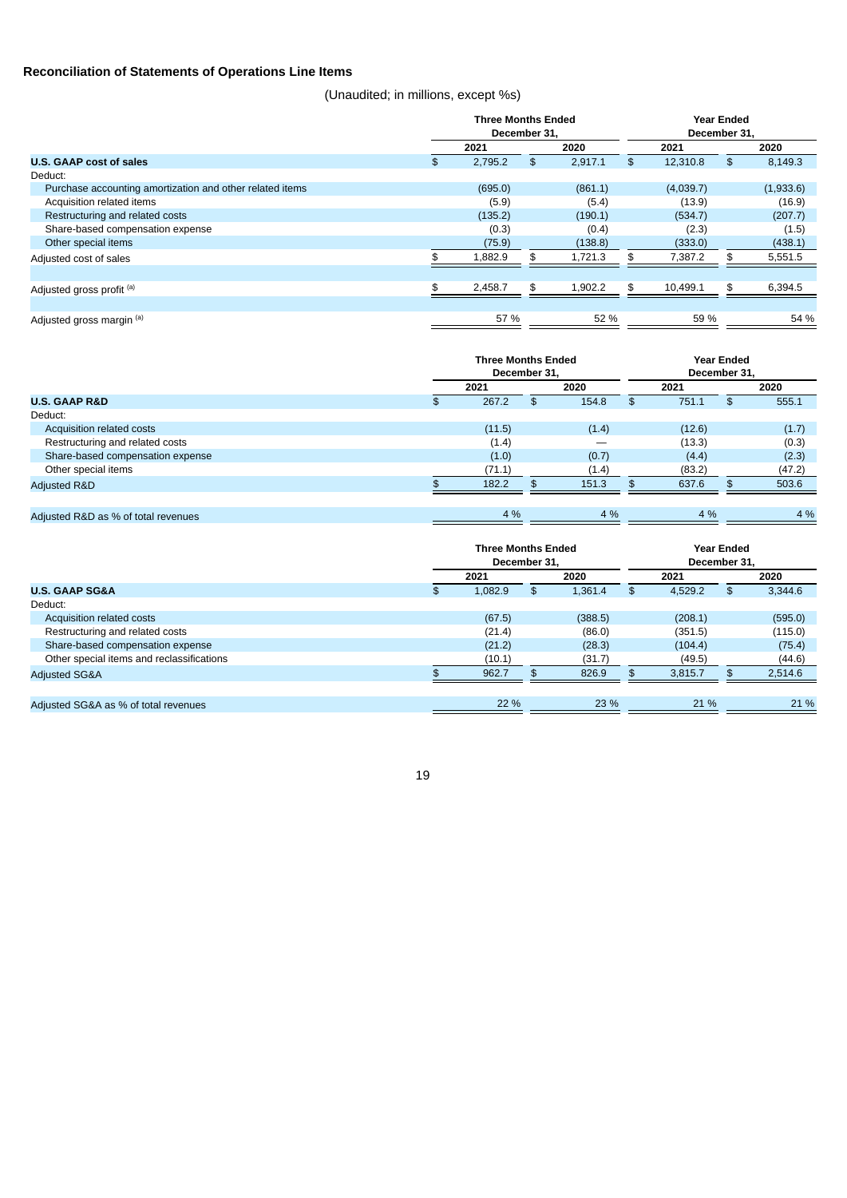## Reconciliation of Statements of Operations Line Items

(Unaudited; in millions, except %s)

| | Three Months Ended December 31, | | Year Ended December 31, | |
|---|---|---|---|---|
| | 2021 | 2020 | 2021 | 2020 |
| **U.S. GAAP cost of sales** | $ 2,795.2 | $ 2,917.1 | $ 12,310.8 | $ 8,149.3 |
| Deduct: | | | | |
| Purchase accounting amortization and other related items | (695.0) | (861.1) | (4,039.7) | (1,933.6) |
| Acquisition related items | (5.9) | (5.4) | (13.9) | (16.9) |
| Restructuring and related costs | (135.2) | (190.1) | (534.7) | (207.7) |
| Share-based compensation expense | (0.3) | (0.4) | (2.3) | (1.5) |
| Other special items | (75.9) | (138.8) | (333.0) | (438.1) |
| Adjusted cost of sales | $ 1,882.9 | $ 1,721.3 | $ 7,387.2 | $ 5,551.5 |
| | | | | |
| Adjusted gross profit [(a)] | $ 2,458.7 | $ 1,902.2 | $ 10,499.1 | $ 6,394.5 |
| | | | | |
| Adjusted gross margin [(a)] | 57 % | 52 % | 59 % | 54 % |

| | Three Months Ended December 31, | | Year Ended December 31, | |
|---|---|---|---|---|
| | 2021 | 2020 | 2021 | 2020 |
| **U.S. GAAP R&D** | $ 267.2 | $ 154.8 | $ 751.1 | $ 555.1 |
| Deduct: | | | | |
| Acquisition related costs | (11.5) | (1.4) | (12.6) | (1.7) |
| Restructuring and related costs | (1.4) | — | (13.3) | (0.3) |
| Share-based compensation expense | (1.0) | (0.7) | (4.4) | (2.3) |
| Other special items | (71.1) | (1.4) | (83.2) | (47.2) |
| Adjusted R&D | $ 182.2 | $ 151.3 | $ 637.6 | $ 503.6 |
| | | | | |
| Adjusted R&D as % of total revenues | 4 % | 4 % | 4 % | 4 % |

| | Three Months Ended December 31, | | Year Ended December 31, | |
|---|---|---|---|---|
| | 2021 | 2020 | 2021 | 2020 |
| **U.S. GAAP SG&A** | $ 1,082.9 | $ 1,361.4 | $ 4,529.2 | $ 3,344.6 |
| Deduct: | | | | |
| Acquisition related costs | (67.5) | (388.5) | (208.1) | (595.0) |
| Restructuring and related costs | (21.4) | (86.0) | (351.5) | (115.0) |
| Share-based compensation expense | (21.2) | (28.3) | (104.4) | (75.4) |
| Other special items and reclassifications | (10.1) | (31.7) | (49.5) | (44.6) |
| Adjusted SG&A | $ 962.7 | $ 826.9 | $ 3,815.7 | $ 2,514.6 |
| | | | | |
| Adjusted SG&A as % of total revenues | 22 % | 23 % | 21 % | 21 % |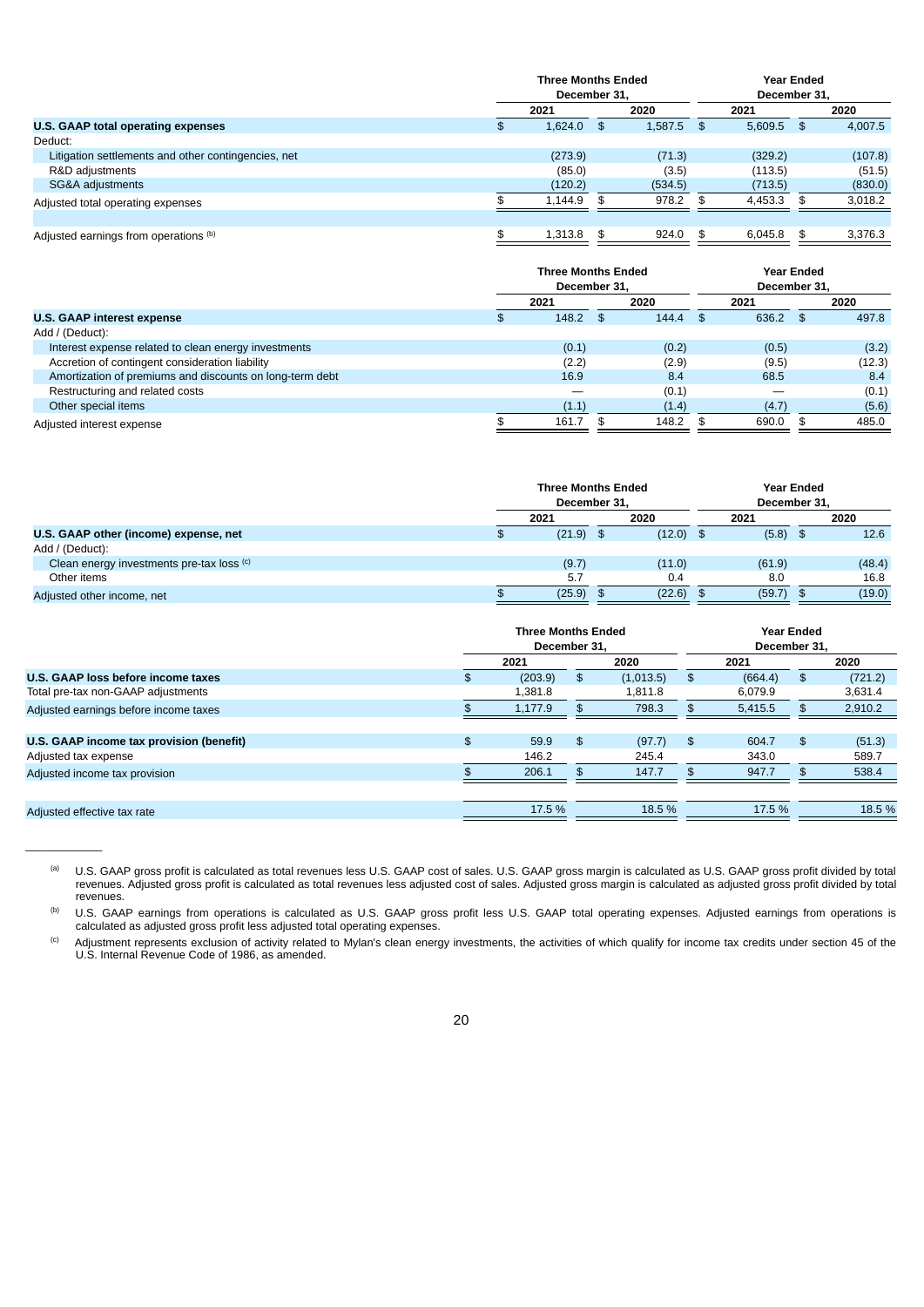| | Three Months Ended December 31, | | Year Ended December 31, | |
|---|---|---|---|---|
| | 2021 | 2020 | 2021 | 2020 |
| **U.S. GAAP total operating expenses** | $ 1,624.0 | $ 1,587.5 | $ 5,609.5 | $ 4,007.5 |
| Deduct: | | | | |
| Litigation settlements and other contingencies, net | (273.9) | (71.3) | (329.2) | (107.8) |
| R&D adjustments | (85.0) | (3.5) | (113.5) | (51.5) |
| SG&A adjustments | (120.2) | (534.5) | (713.5) | (830.0) |
| Adjusted total operating expenses | $ 1,144.9 | $ 978.2 | $ 4,453.3 | $ 3,018.2 |
| | | | | |
| Adjusted earnings from operations [(b)] | $ 1,313.8 | $ 924.0 | $ 6,045.8 | $ 3,376.3 |

| | Three Months Ended December 31, | | Year Ended December 31, | |
|---|---|---|---|---|
| | 2021 | 2020 | 2021 | 2020 |
| **U.S. GAAP interest expense** | $ 148.2 | $ 144.4 | $ 636.2 | $ 497.8 |
| Add / (Deduct): | | | | |
| Interest expense related to clean energy investments | (0.1) | (0.2) | (0.5) | (3.2) |
| Accretion of contingent consideration liability | (2.2) | (2.9) | (9.5) | (12.3) |
| Amortization of premiums and discounts on long-term debt | 16.9 | 8.4 | 68.5 | 8.4 |
| Restructuring and related costs | — | (0.1) | — | (0.1) |
| Other special items | (1.1) | (1.4) | (4.7) | (5.6) |
| Adjusted interest expense | $ 161.7 | $ 148.2 | $ 690.0 | $ 485.0 |

| | Three Months Ended December 31, | | Year Ended December 31, | |
|---|---|---|---|---|
| | 2021 | 2020 | 2021 | 2020 |
| **U.S. GAAP other (income) expense, net** | $ (21.9) | $ (12.0) | $ (5.8) | $ 12.6 |
| Add / (Deduct): | | | | |
| Clean energy investments pre-tax loss [(c)] | (9.7) | (11.0) | (61.9) | (48.4) |
| Other items | 5.7 | 0.4 | 8.0 | 16.8 |
| Adjusted other income, net | $ (25.9) | $ (22.6) | $ (59.7) | $ (19.0) |

| | Three Months Ended December 31, | | Year Ended December 31, | |
|---|---|---|---|---|
| | 2021 | 2020 | 2021 | 2020 |
| **U.S. GAAP loss before income taxes** | $ (203.9) | $ (1,013.5) | $ (664.4) | $ (721.2) |
| Total pre-tax non-GAAP adjustments | 1,381.8 | 1,811.8 | 6,079.9 | 3,631.4 |
| Adjusted earnings before income taxes | $ 1,177.9 | $ 798.3 | $ 5,415.5 | $ 2,910.2 |
| | | | | |
| **U.S. GAAP income tax provision (benefit)** | $ 59.9 | $ (97.7) | $ 604.7 | $ (51.3) |
| Adjusted tax expense | 146.2 | 245.4 | 343.0 | 589.7 |
| Adjusted income tax provision | $ 206.1 | $ 147.7 | $ 947.7 | $ 538.4 |
| | | | | |
| Adjusted effective tax rate | 17.5 % | 18.5 % | 17.5 % | 18.5 % |

---

(a) U.S. GAAP gross profit is calculated as total revenues less U.S. GAAP cost of sales. U.S. GAAP gross margin is calculated as U.S. GAAP gross profit divided by total revenues. Adjusted gross profit is calculated as total revenues less adjusted cost of sales. Adjusted gross margin is calculated as adjusted gross profit divided by total revenues.

(b) U.S. GAAP earnings from operations is calculated as U.S. GAAP gross profit less U.S. GAAP total operating expenses. Adjusted earnings from operations is calculated as adjusted gross profit less adjusted total operating expenses.

(c) Adjustment represents exclusion of activity related to Mylan's clean energy investments, the activities of which qualify for income tax credits under section 45 of the U.S. Internal Revenue Code of 1986, as amended.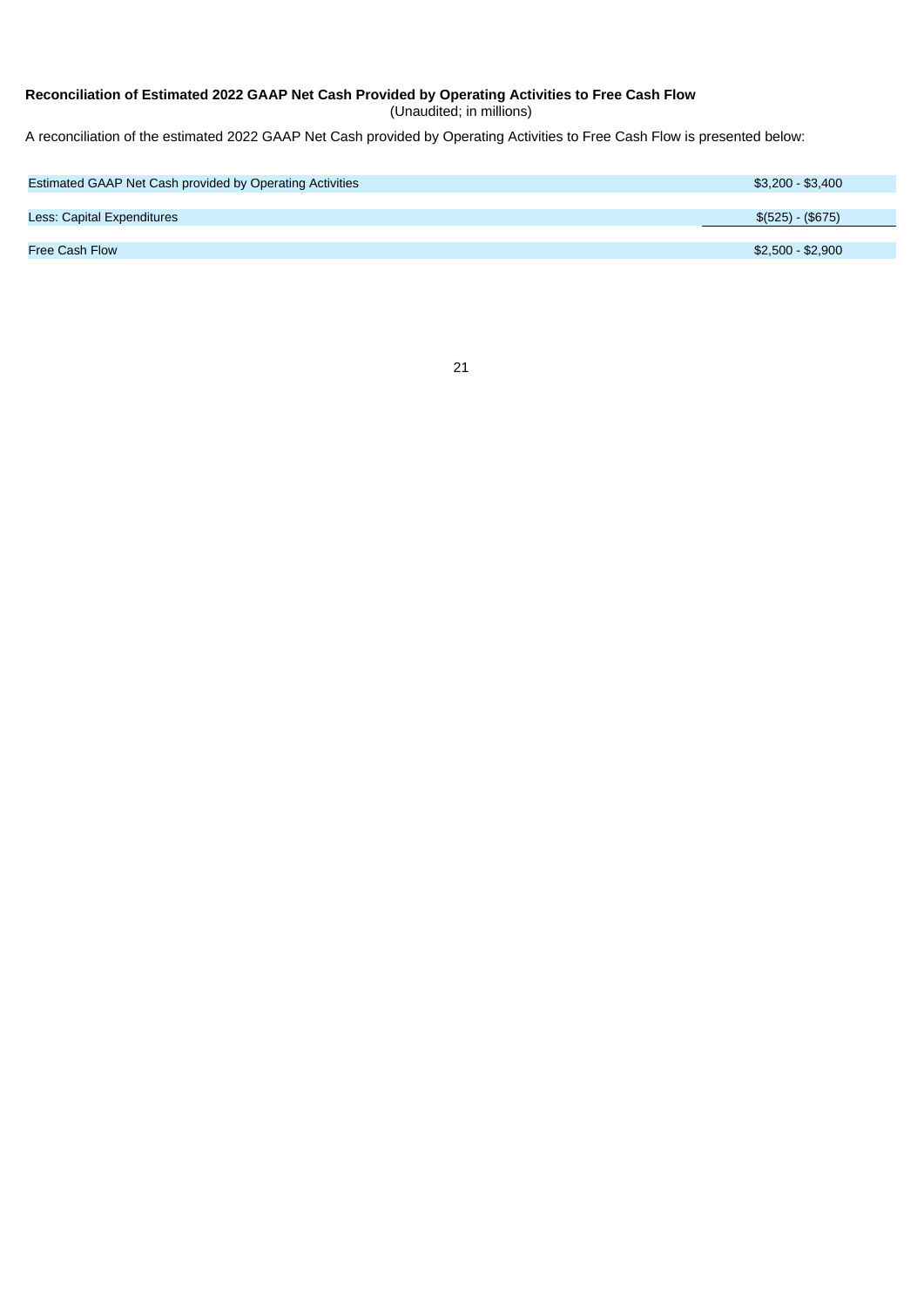**Reconciliation of Estimated 2022 GAAP Net Cash Provided by Operating Activities to Free Cash Flow**
(Unaudited; in millions)

A reconciliation of the estimated 2022 GAAP Net Cash provided by Operating Activities to Free Cash Flow is presented below:

| | |
|---|---|
| Estimated GAAP Net Cash provided by Operating Activities | $3,200 - $3,400 |
| Less: Capital Expenditures | $(525) - ($675) |
| Free Cash Flow | $2,500 - $2,900 |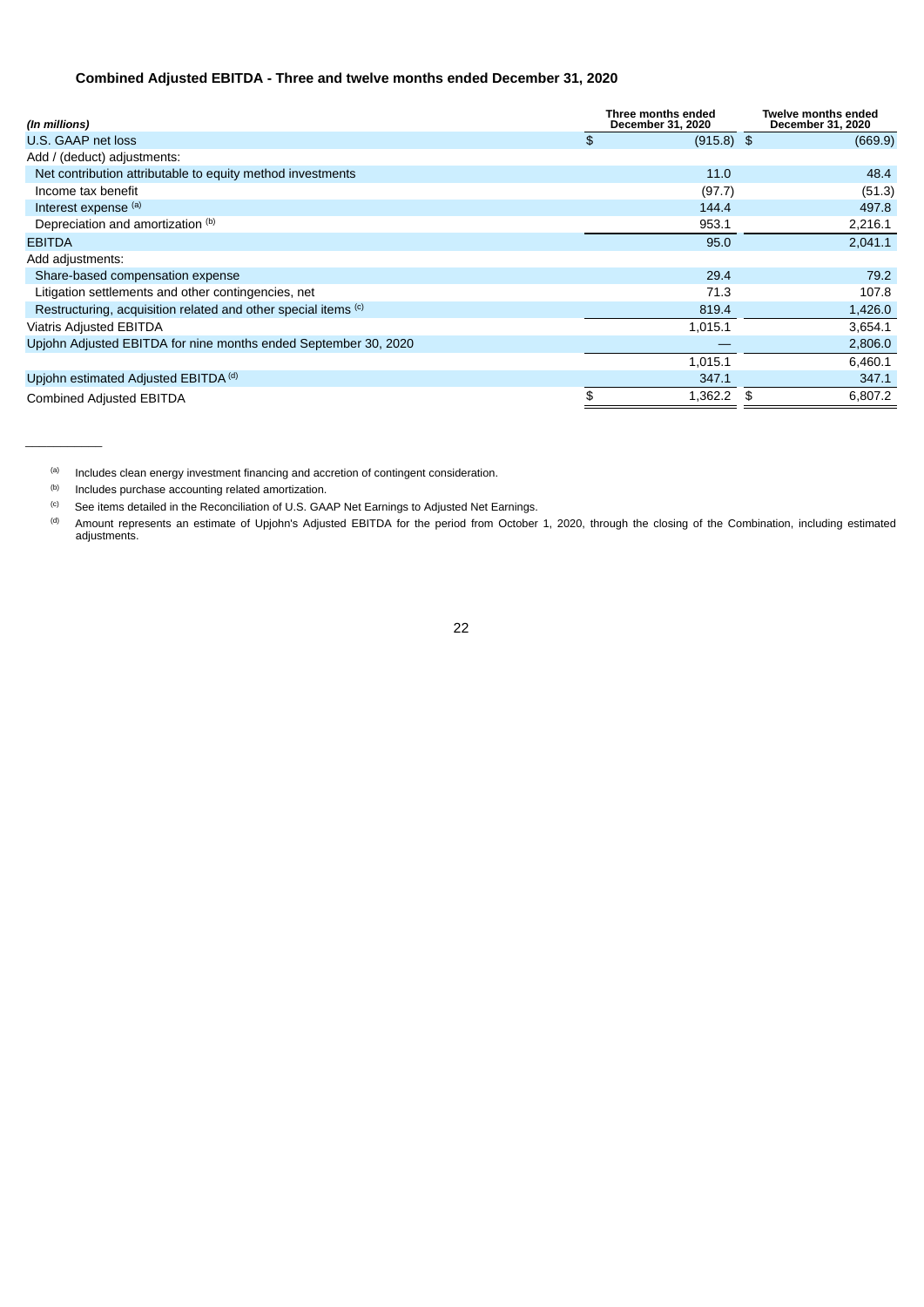**Combined Adjusted EBITDA - Three and twelve months ended December 31, 2020**

| *(In millions)* | Three months ended December 31, 2020 | Twelve months ended December 31, 2020 |
|---|---|---|
| U.S. GAAP net loss | $ (915.8) | $ (669.9) |
| Add / (deduct) adjustments: | | |
| Net contribution attributable to equity method investments | 11.0 | 48.4 |
| Income tax benefit | (97.7) | (51.3) |
| Interest expense [(a)] | 144.4 | 497.8 |
| Depreciation and amortization [(b)] | 953.1 | 2,216.1 |
| EBITDA | 95.0 | 2,041.1 |
| Add adjustments: | | |
| Share-based compensation expense | 29.4 | 79.2 |
| Litigation settlements and other contingencies, net | 71.3 | 107.8 |
| Restructuring, acquisition related and other special items [(c)] | 819.4 | 1,426.0 |
| Viatris Adjusted EBITDA | 1,015.1 | 3,654.1 |
| Upjohn Adjusted EBITDA for nine months ended September 30, 2020 | — | 2,806.0 |
| | 1,015.1 | 6,460.1 |
| Upjohn estimated Adjusted EBITDA [(d)] | 347.1 | 347.1 |
| Combined Adjusted EBITDA | $ 1,362.2 | $ 6,807.2 |

---

(a) Includes clean energy investment financing and accretion of contingent consideration.

(b) Includes purchase accounting related amortization.

(c) See items detailed in the Reconciliation of U.S. GAAP Net Earnings to Adjusted Net Earnings.

(d) Amount represents an estimate of Upjohn's Adjusted EBITDA for the period from October 1, 2020, through the closing of the Combination, including estimated adjustments.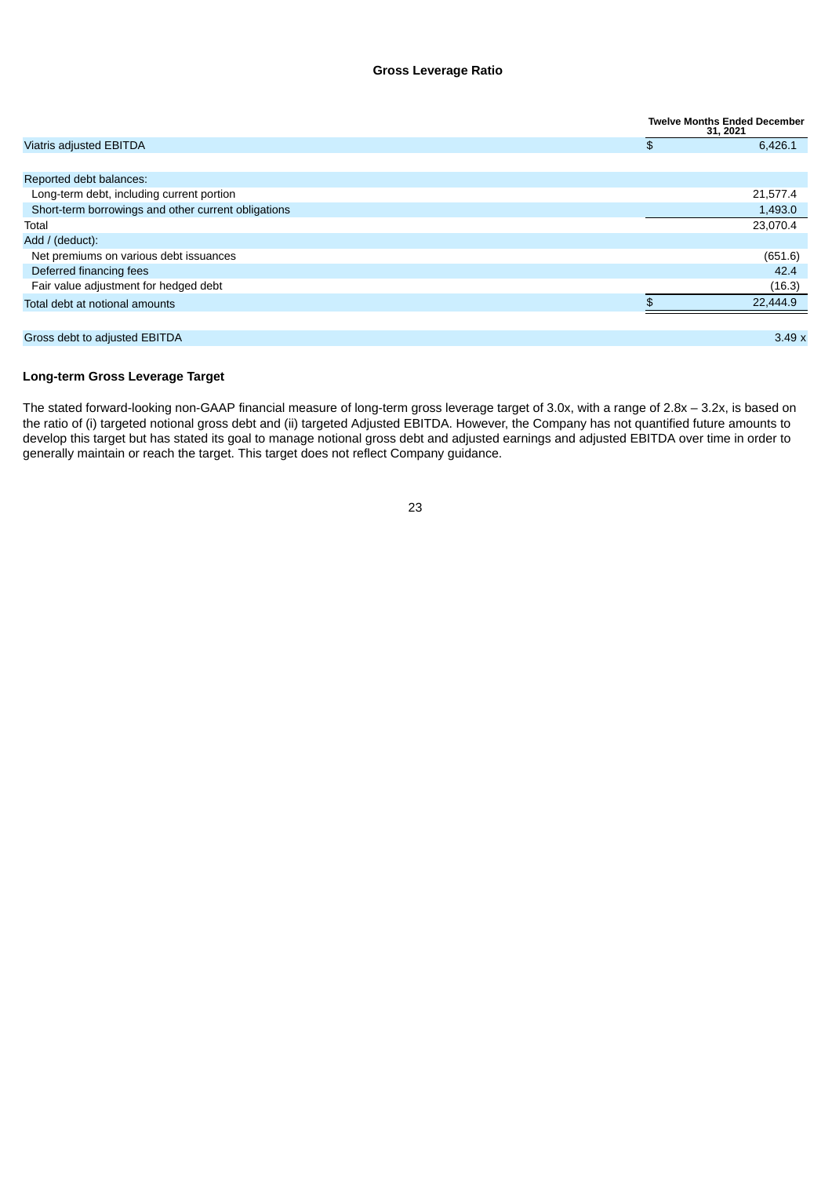## Gross Leverage Ratio

| | Twelve Months Ended December 31, 2021 |
|---|---|
| Viatris adjusted EBITDA | $ 6,426.1 |
| | |
| Reported debt balances: | |
| Long-term debt, including current portion | 21,577.4 |
| Short-term borrowings and other current obligations | 1,493.0 |
| Total | 23,070.4 |
| Add / (deduct): | |
| Net premiums on various debt issuances | (651.6) |
| Deferred financing fees | 42.4 |
| Fair value adjustment for hedged debt | (16.3) |
| Total debt at notional amounts | $ 22,444.9 |
| | |
| Gross debt to adjusted EBITDA | 3.49 x |

## Long-term Gross Leverage Target

The stated forward-looking non-GAAP financial measure of long-term gross leverage target of 3.0x, with a range of 2.8x – 3.2x, is based on the ratio of (i) targeted notional gross debt and (ii) targeted Adjusted EBITDA. However, the Company has not quantified future amounts to develop this target but has stated its goal to manage notional gross debt and adjusted earnings and adjusted EBITDA over time in order to generally maintain or reach the target. This target does not reflect Company guidance.